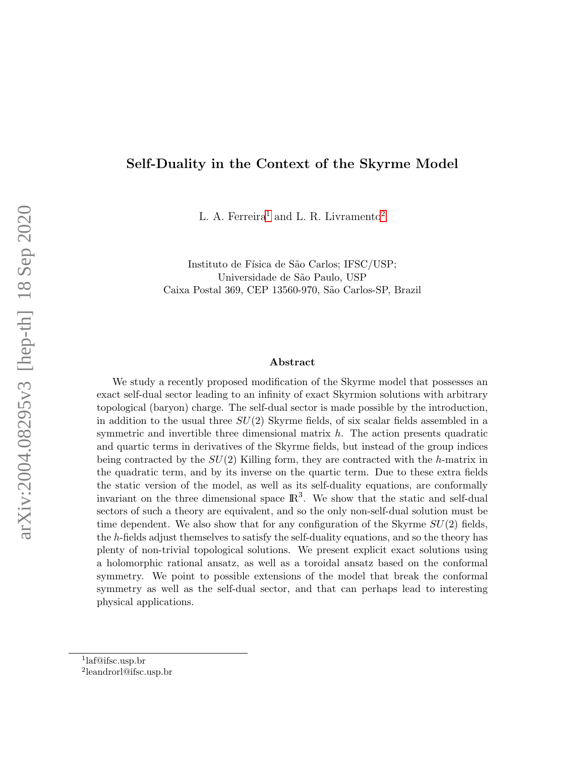# Self-Duality in the Context of the Skyrme Model

L. A. Ferreira[1] and L. R. Livramento[2]

Instituto de Física de São Carlos; IFSC/USP;
Universidade de São Paulo, USP
Caixa Postal 369, CEP 13560-970, São Carlos-SP, Brazil

## Abstract

We study a recently proposed modification of the Skyrme model that possesses an exact self-dual sector leading to an infinity of exact Skyrmion solutions with arbitrary topological (baryon) charge. The self-dual sector is made possible by the introduction, in addition to the usual three $SU(2)$ Skyrme fields, of six scalar fields assembled in a symmetric and invertible three dimensional matrix $h$. The action presents quadratic and quartic terms in derivatives of the Skyrme fields, but instead of the group indices being contracted by the $SU(2)$ Killing form, they are contracted with the $h$-matrix in the quadratic term, and by its inverse on the quartic term. Due to these extra fields the static version of the model, as well as its self-duality equations, are conformally invariant on the three dimensional space $\mathbb{R}^3$. We show that the static and self-dual sectors of such a theory are equivalent, and so the only non-self-dual solution must be time dependent. We also show that for any configuration of the Skyrme $SU(2)$ fields, the $h$-fields adjust themselves to satisfy the self-duality equations, and so the theory has plenty of non-trivial topological solutions. We present explicit exact solutions using a holomorphic rational ansatz, as well as a toroidal ansatz based on the conformal symmetry. We point to possible extensions of the model that break the conformal symmetry as well as the self-dual sector, and that can perhaps lead to interesting physical applications.

[1] laf@ifsc.usp.br
[2] leandrorl@ifsc.usp.br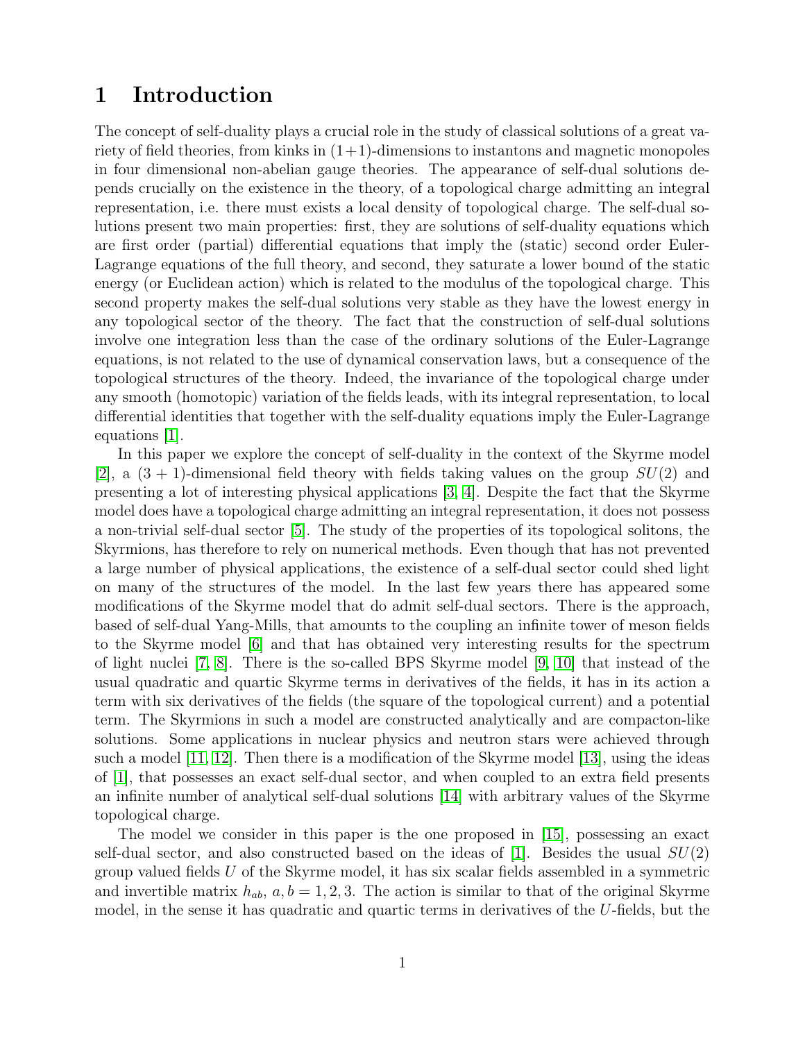# 1 Introduction

The concept of self-duality plays a crucial role in the study of classical solutions of a great variety of field theories, from kinks in (1+1)-dimensions to instantons and magnetic monopoles in four dimensional non-abelian gauge theories. The appearance of self-dual solutions depends crucially on the existence in the theory, of a topological charge admitting an integral representation, i.e. there must exists a local density of topological charge. The self-dual solutions present two main properties: first, they are solutions of self-duality equations which are first order (partial) differential equations that imply the (static) second order Euler-Lagrange equations of the full theory, and second, they saturate a lower bound of the static energy (or Euclidean action) which is related to the modulus of the topological charge. This second property makes the self-dual solutions very stable as they have the lowest energy in any topological sector of the theory. The fact that the construction of self-dual solutions involve one integration less than the case of the ordinary solutions of the Euler-Lagrange equations, is not related to the use of dynamical conservation laws, but a consequence of the topological structures of the theory. Indeed, the invariance of the topological charge under any smooth (homotopic) variation of the fields leads, with its integral representation, to local differential identities that together with the self-duality equations imply the Euler-Lagrange equations [1].

In this paper we explore the concept of self-duality in the context of the Skyrme model [2], a $(3+1)$-dimensional field theory with fields taking values on the group $SU(2)$ and presenting a lot of interesting physical applications [3, 4]. Despite the fact that the Skyrme model does have a topological charge admitting an integral representation, it does not possess a non-trivial self-dual sector [5]. The study of the properties of its topological solitons, the Skyrmions, has therefore to rely on numerical methods. Even though that has not prevented a large number of physical applications, the existence of a self-dual sector could shed light on many of the structures of the model. In the last few years there has appeared some modifications of the Skyrme model that do admit self-dual sectors. There is the approach, based of self-dual Yang-Mills, that amounts to the coupling an infinite tower of meson fields to the Skyrme model [6] and that has obtained very interesting results for the spectrum of light nuclei [7, 8]. There is the so-called BPS Skyrme model [9, 10] that instead of the usual quadratic and quartic Skyrme terms in derivatives of the fields, it has in its action a term with six derivatives of the fields (the square of the topological current) and a potential term. The Skyrmions in such a model are constructed analytically and are compacton-like solutions. Some applications in nuclear physics and neutron stars were achieved through such a model [11, 12]. Then there is a modification of the Skyrme model [13], using the ideas of [1], that possesses an exact self-dual sector, and when coupled to an extra field presents an infinite number of analytical self-dual solutions [14] with arbitrary values of the Skyrme topological charge.

The model we consider in this paper is the one proposed in [15], possessing an exact self-dual sector, and also constructed based on the ideas of [1]. Besides the usual $SU(2)$ group valued fields $U$ of the Skyrme model, it has six scalar fields assembled in a symmetric and invertible matrix $h_{ab}$, $a, b = 1, 2, 3$. The action is similar to that of the original Skyrme model, in the sense it has quadratic and quartic terms in derivatives of the $U$-fields, but the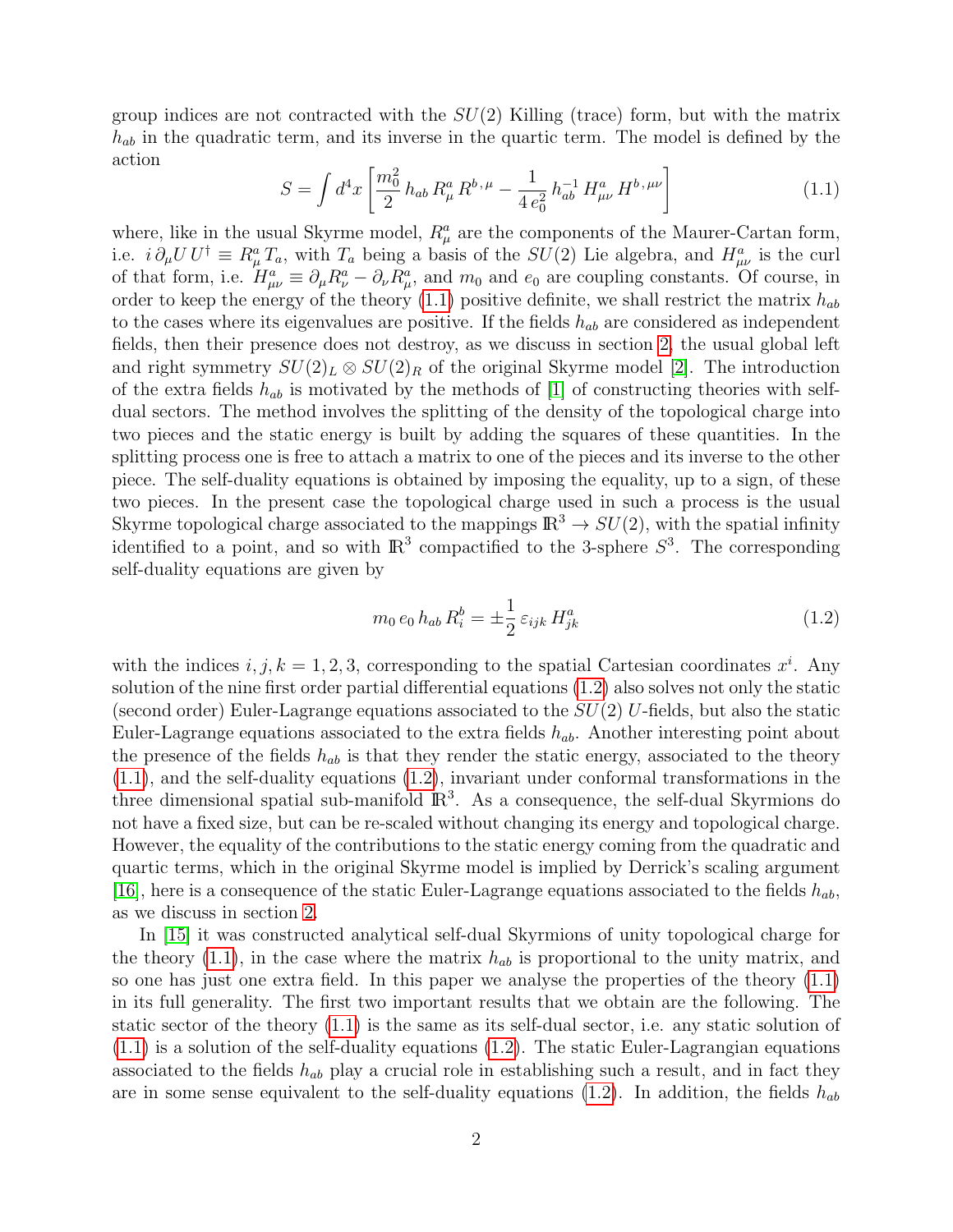group indices are not contracted with the $SU(2)$ Killing (trace) form, but with the matrix $h_{ab}$ in the quadratic term, and its inverse in the quartic term. The model is defined by the action

$$S = \int d^4x \left[ \frac{m_0^2}{2}\, h_{ab}\, R_\mu^a\, R^{b\,,\mu} - \frac{1}{4\,e_0^2}\, h_{ab}^{-1}\, H_{\mu\nu}^a\, H^{b\,,\mu\nu}\right] \tag{1.1}$$

where, like in the usual Skyrme model, $R_\mu^a$ are the components of the Maurer-Cartan form, i.e. $i\,\partial_\mu U\, U^\dagger \equiv R_\mu^a\, T_a$, with $T_a$ being a basis of the $SU(2)$ Lie algebra, and $H_{\mu\nu}^a$ is the curl of that form, i.e. $H_{\mu\nu}^a \equiv \partial_\mu R_\nu^a - \partial_\nu R_\mu^a$, and $m_0$ and $e_0$ are coupling constants. Of course, in order to keep the energy of the theory (1.1) positive definite, we shall restrict the matrix $h_{ab}$ to the cases where its eigenvalues are positive. If the fields $h_{ab}$ are considered as independent fields, then their presence does not destroy, as we discuss in section 2, the usual global left and right symmetry $SU(2)_L \otimes SU(2)_R$ of the original Skyrme model [2]. The introduction of the extra fields $h_{ab}$ is motivated by the methods of [1] of constructing theories with self-dual sectors. The method involves the splitting of the density of the topological charge into two pieces and the static energy is built by adding the squares of these quantities. In the splitting process one is free to attach a matrix to one of the pieces and its inverse to the other piece. The self-duality equations is obtained by imposing the equality, up to a sign, of these two pieces. In the present case the topological charge used in such a process is the usual Skyrme topological charge associated to the mappings $\mathbb{R}^3 \to SU(2)$, with the spatial infinity identified to a point, and so with $\mathbb{R}^3$ compactified to the 3-sphere $S^3$. The corresponding self-duality equations are given by

$$m_0\, e_0\, h_{ab}\, R_i^b = \pm \frac{1}{2}\, \varepsilon_{ijk}\, H_{jk}^a \tag{1.2}$$

with the indices $i, j, k = 1, 2, 3$, corresponding to the spatial Cartesian coordinates $x^i$. Any solution of the nine first order partial differential equations (1.2) also solves not only the static (second order) Euler-Lagrange equations associated to the $SU(2)$ $U$-fields, but also the static Euler-Lagrange equations associated to the extra fields $h_{ab}$. Another interesting point about the presence of the fields $h_{ab}$ is that they render the static energy, associated to the theory (1.1), and the self-duality equations (1.2), invariant under conformal transformations in the three dimensional spatial sub-manifold $\mathbb{R}^3$. As a consequence, the self-dual Skyrmions do not have a fixed size, but can be re-scaled without changing its energy and topological charge. However, the equality of the contributions to the static energy coming from the quadratic and quartic terms, which in the original Skyrme model is implied by Derrick's scaling argument [16], here is a consequence of the static Euler-Lagrange equations associated to the fields $h_{ab}$, as we discuss in section 2.

In [15] it was constructed analytical self-dual Skyrmions of unity topological charge for the theory (1.1), in the case where the matrix $h_{ab}$ is proportional to the unity matrix, and so one has just one extra field. In this paper we analyse the properties of the theory (1.1) in its full generality. The first two important results that we obtain are the following. The static sector of the theory (1.1) is the same as its self-dual sector, i.e. any static solution of (1.1) is a solution of the self-duality equations (1.2). The static Euler-Lagrangian equations associated to the fields $h_{ab}$ play a crucial role in establishing such a result, and in fact they are in some sense equivalent to the self-duality equations (1.2). In addition, the fields $h_{ab}$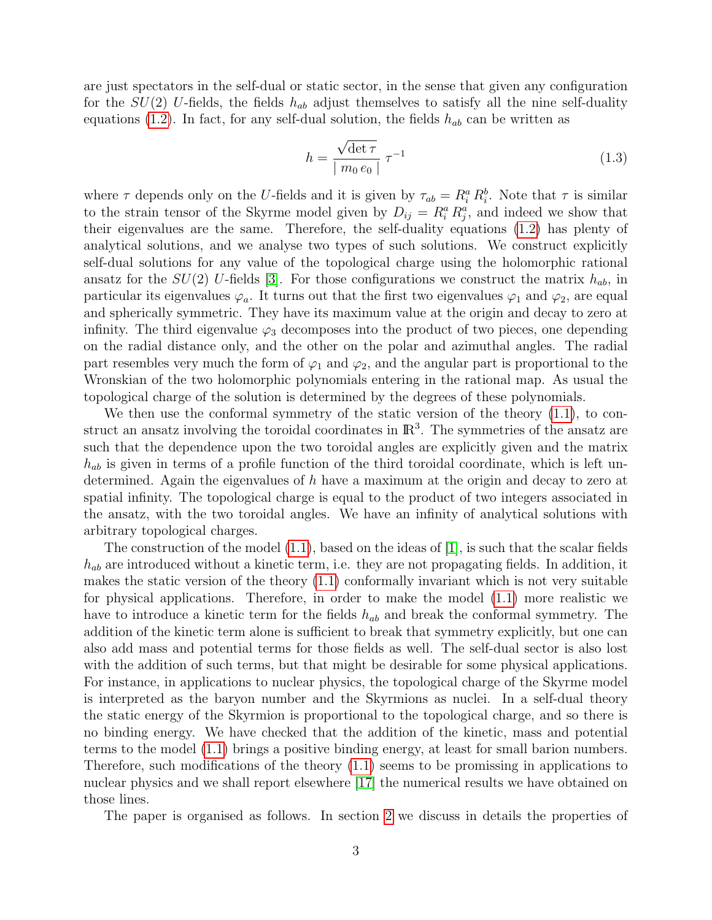are just spectators in the self-dual or static sector, in the sense that given any configuration for the $SU(2)$ $U$-fields, the fields $h_{ab}$ adjust themselves to satisfy all the nine self-duality equations (1.2). In fact, for any self-dual solution, the fields $h_{ab}$ can be written as

$$h = \frac{\sqrt{\det \tau}}{\mid m_0 \, e_0 \mid} \, \tau^{-1} \tag{1.3}$$

where $\tau$ depends only on the $U$-fields and it is given by $\tau_{ab} = R_i^a \, R_i^b$. Note that $\tau$ is similar to the strain tensor of the Skyrme model given by $D_{ij} = R_i^a \, R_j^a$, and indeed we show that their eigenvalues are the same. Therefore, the self-duality equations (1.2) has plenty of analytical solutions, and we analyse two types of such solutions. We construct explicitly self-dual solutions for any value of the topological charge using the holomorphic rational ansatz for the $SU(2)$ $U$-fields [3]. For those configurations we construct the matrix $h_{ab}$, in particular its eigenvalues $\varphi_a$. It turns out that the first two eigenvalues $\varphi_1$ and $\varphi_2$, are equal and spherically symmetric. They have its maximum value at the origin and decay to zero at infinity. The third eigenvalue $\varphi_3$ decomposes into the product of two pieces, one depending on the radial distance only, and the other on the polar and azimuthal angles. The radial part resembles very much the form of $\varphi_1$ and $\varphi_2$, and the angular part is proportional to the Wronskian of the two holomorphic polynomials entering in the rational map. As usual the topological charge of the solution is determined by the degrees of these polynomials.

We then use the conformal symmetry of the static version of the theory (1.1), to construct an ansatz involving the toroidal coordinates in $\mathbb{R}^3$. The symmetries of the ansatz are such that the dependence upon the two toroidal angles are explicitly given and the matrix $h_{ab}$ is given in terms of a profile function of the third toroidal coordinate, which is left undetermined. Again the eigenvalues of $h$ have a maximum at the origin and decay to zero at spatial infinity. The topological charge is equal to the product of two integers associated in the ansatz, with the two toroidal angles. We have an infinity of analytical solutions with arbitrary topological charges.

The construction of the model (1.1), based on the ideas of [1], is such that the scalar fields $h_{ab}$ are introduced without a kinetic term, i.e. they are not propagating fields. In addition, it makes the static version of the theory (1.1) conformally invariant which is not very suitable for physical applications. Therefore, in order to make the model (1.1) more realistic we have to introduce a kinetic term for the fields $h_{ab}$ and break the conformal symmetry. The addition of the kinetic term alone is sufficient to break that symmetry explicitly, but one can also add mass and potential terms for those fields as well. The self-dual sector is also lost with the addition of such terms, but that might be desirable for some physical applications. For instance, in applications to nuclear physics, the topological charge of the Skyrme model is interpreted as the baryon number and the Skyrmions as nuclei. In a self-dual theory the static energy of the Skyrmion is proportional to the topological charge, and so there is no binding energy. We have checked that the addition of the kinetic, mass and potential terms to the model (1.1) brings a positive binding energy, at least for small barion numbers. Therefore, such modifications of the theory (1.1) seems to be promissing in applications to nuclear physics and we shall report elsewhere [17] the numerical results we have obtained on those lines.

The paper is organised as follows. In section 2 we discuss in details the properties of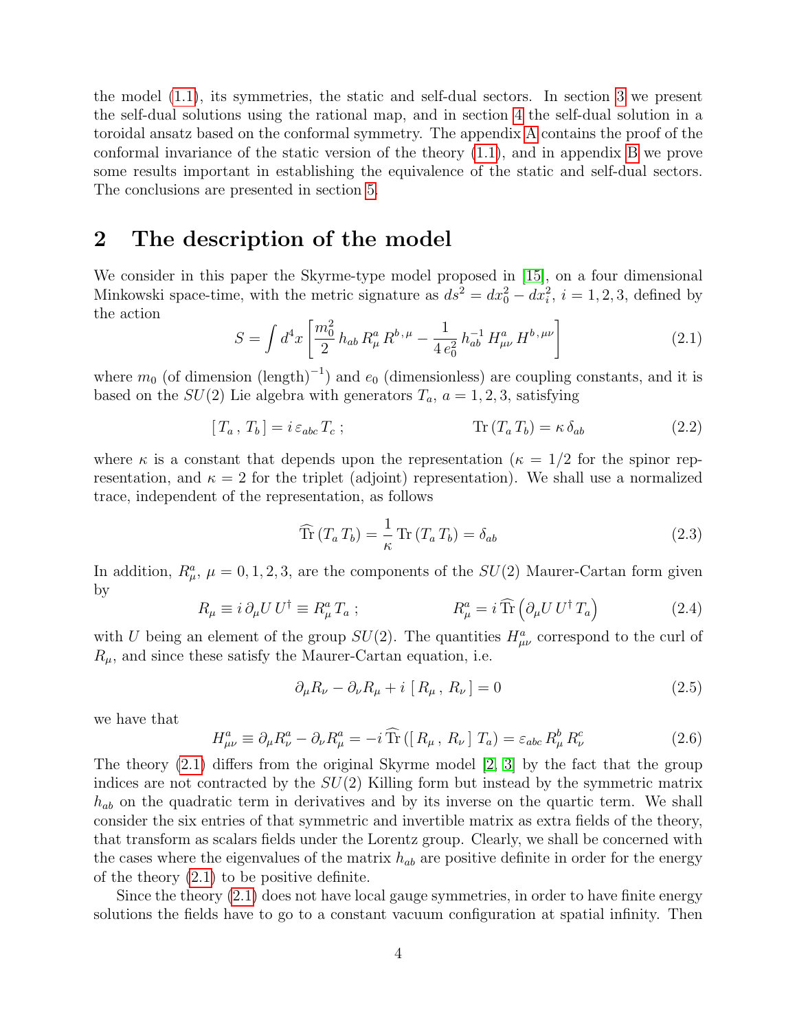the model (1.1), its symmetries, the static and self-dual sectors. In section 3 we present the self-dual solutions using the rational map, and in section 4 the self-dual solution in a toroidal ansatz based on the conformal symmetry. The appendix A contains the proof of the conformal invariance of the static version of the theory (1.1), and in appendix B we prove some results important in establishing the equivalence of the static and self-dual sectors. The conclusions are presented in section 5.

# 2 The description of the model

We consider in this paper the Skyrme-type model proposed in [15], on a four dimensional Minkowski space-time, with the metric signature as $ds^2 = dx_0^2 - dx_i^2$, $i = 1, 2, 3$, defined by the action

$$S = \int d^4x \left[ \frac{m_0^2}{2} \, h_{ab} \, R_\mu^a \, R^{b\,,\mu} - \frac{1}{4\, e_0^2} \, h_{ab}^{-1} \, H_{\mu\nu}^a \, H^{b\,,\mu\nu} \right] \tag{2.1}$$

where $m_0$ (of dimension $(\text{length})^{-1}$) and $e_0$ (dimensionless) are coupling constants, and it is based on the $SU(2)$ Lie algebra with generators $T_a$, $a = 1, 2, 3$, satisfying

$$[\, T_a \, , \, T_b \,] = i \, \varepsilon_{abc} \, T_c \; ; \qquad\qquad \text{Tr} \, (T_a \, T_b) = \kappa \, \delta_{ab} \tag{2.2}$$

where $\kappa$ is a constant that depends upon the representation ($\kappa = 1/2$ for the spinor representation, and $\kappa = 2$ for the triplet (adjoint) representation). We shall use a normalized trace, independent of the representation, as follows

$$\widehat{\text{Tr}} \, (T_a \, T_b) = \frac{1}{\kappa} \, \text{Tr} \, (T_a \, T_b) = \delta_{ab} \tag{2.3}$$

In addition, $R_\mu^a$, $\mu = 0, 1, 2, 3$, are the components of the $SU(2)$ Maurer-Cartan form given by

$$R_\mu \equiv i \, \partial_\mu U \, U^\dagger \equiv R_\mu^a \, T_a \; ; \qquad\qquad R_\mu^a = i \, \widehat{\text{Tr}} \left( \partial_\mu U \, U^\dagger \, T_a \right) \tag{2.4}$$

with $U$ being an element of the group $SU(2)$. The quantities $H_{\mu\nu}^a$ correspond to the curl of $R_\mu$, and since these satisfy the Maurer-Cartan equation, i.e.

$$\partial_\mu R_\nu - \partial_\nu R_\mu + i \, [\, R_\mu \, , \, R_\nu \,] = 0 \tag{2.5}$$

we have that

$$H_{\mu\nu}^a \equiv \partial_\mu R_\nu^a - \partial_\nu R_\mu^a = -i \, \widehat{\text{Tr}} \, ([\, R_\mu \, , \, R_\nu \,] \; T_a) = \varepsilon_{abc} \, R_\mu^b \, R_\nu^c \tag{2.6}$$

The theory (2.1) differs from the original Skyrme model [2, 3] by the fact that the group indices are not contracted by the $SU(2)$ Killing form but instead by the symmetric matrix $h_{ab}$ on the quadratic term in derivatives and by its inverse on the quartic term. We shall consider the six entries of that symmetric and invertible matrix as extra fields of the theory, that transform as scalars fields under the Lorentz group. Clearly, we shall be concerned with the cases where the eigenvalues of the matrix $h_{ab}$ are positive definite in order for the energy of the theory (2.1) to be positive definite.

Since the theory (2.1) does not have local gauge symmetries, in order to have finite energy solutions the fields have to go to a constant vacuum configuration at spatial infinity. Then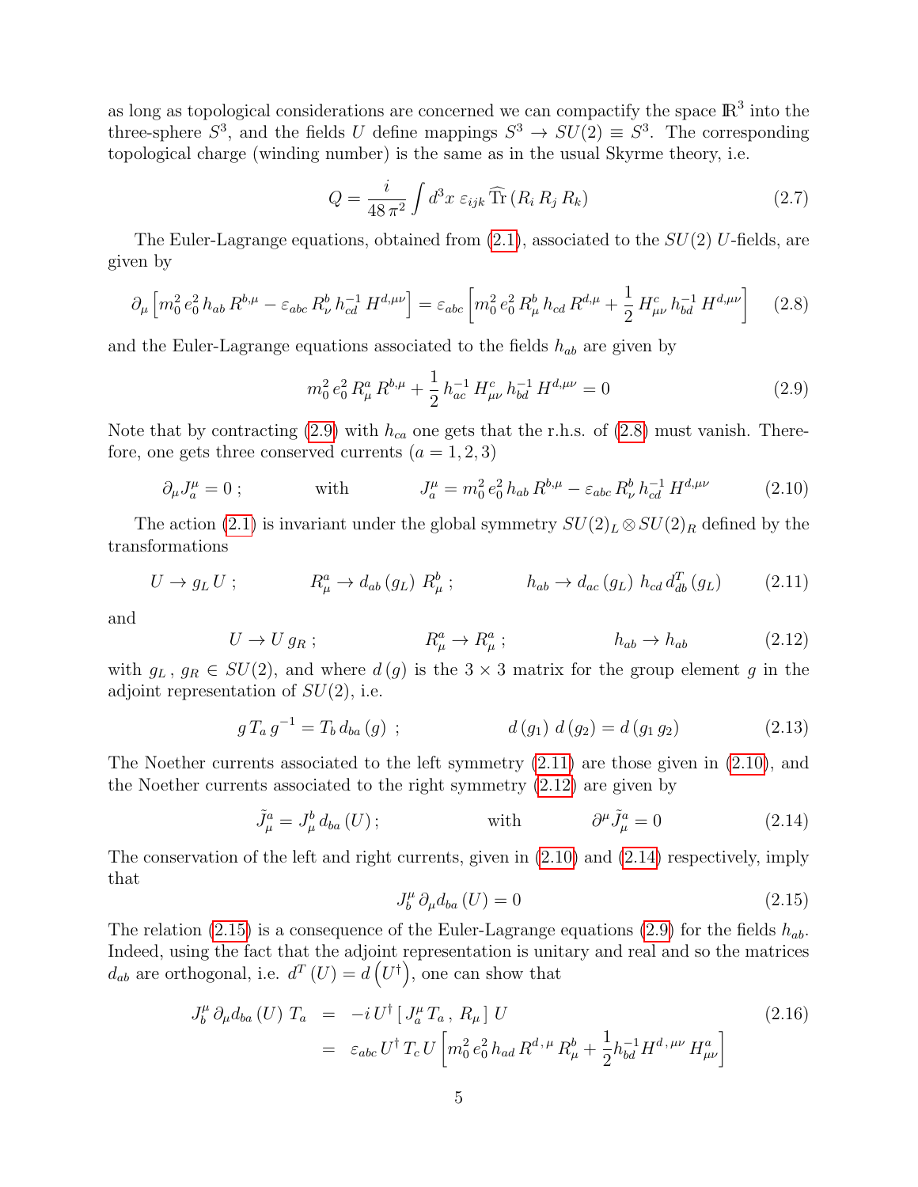as long as topological considerations are concerned we can compactify the space $\mathbb{R}^3$ into the three-sphere $S^3$, and the fields $U$ define mappings $S^3 \to SU(2) \equiv S^3$. The corresponding topological charge (winding number) is the same as in the usual Skyrme theory, i.e.

$$Q = \frac{i}{48\,\pi^2} \int d^3x \; \varepsilon_{ijk} \, \widehat{\text{Tr}} \left( R_i \, R_j \, R_k \right) \tag{2.7}$$

The Euler-Lagrange equations, obtained from (2.1), associated to the $SU(2)$ $U$-fields, are given by

$$\partial_\mu \left[ m_0^2 \, e_0^2 \, h_{ab} \, R^{b,\mu} - \varepsilon_{abc} \, R^b_\nu \, h^{-1}_{cd} \, H^{d,\mu\nu} \right] = \varepsilon_{abc} \left[ m_0^2 \, e_0^2 \, R^b_\mu \, h_{cd} \, R^{d,\mu} + \frac{1}{2} \, H^c_{\mu\nu} \, h^{-1}_{bd} \, H^{d,\mu\nu} \right] \tag{2.8}$$

and the Euler-Lagrange equations associated to the fields $h_{ab}$ are given by

$$m_0^2 \, e_0^2 \, R^a_\mu \, R^{b,\mu} + \frac{1}{2} \, h^{-1}_{ac} \, H^c_{\mu\nu} \, h^{-1}_{bd} \, H^{d,\mu\nu} = 0 \tag{2.9}$$

Note that by contracting (2.9) with $h_{ca}$ one gets that the r.h.s. of (2.8) must vanish. Therefore, one gets three conserved currents ($a = 1, 2, 3$)

$$\partial_\mu J^\mu_a = 0 \; ; \qquad\qquad \text{with} \qquad\qquad J^\mu_a = m_0^2 \, e_0^2 \, h_{ab} \, R^{b,\mu} - \varepsilon_{abc} \, R^b_\nu \, h^{-1}_{cd} \, H^{d,\mu\nu} \tag{2.10}$$

The action (2.1) is invariant under the global symmetry $SU(2)_L \otimes SU(2)_R$ defined by the transformations

$$U \to g_L \, U \; ; \qquad\qquad R^a_\mu \to d_{ab} \left( g_L \right) \, R^b_\mu \; ; \qquad\qquad h_{ab} \to d_{ac} \left( g_L \right) \, h_{cd} \, d^T_{db} \left( g_L \right) \tag{2.11}$$

and

$$U \to U \, g_R \; ; \qquad\qquad R^a_\mu \to R^a_\mu \; ; \qquad\qquad h_{ab} \to h_{ab} \tag{2.12}$$

with $g_L \, , \, g_R \in SU(2)$, and where $d\,(g)$ is the $3 \times 3$ matrix for the group element $g$ in the adjoint representation of $SU(2)$, i.e.

$$g \, T_a \, g^{-1} = T_b \, d_{ba} \left( g \right) \; ; \qquad\qquad d \left( g_1 \right) \, d \left( g_2 \right) = d \left( g_1 \, g_2 \right) \tag{2.13}$$

The Noether currents associated to the left symmetry (2.11) are those given in (2.10), and the Noether currents associated to the right symmetry (2.12) are given by

$$\tilde{J}^a_\mu = J^b_\mu \, d_{ba} \left( U \right) ; \qquad\qquad \text{with} \qquad\qquad \partial^\mu \tilde{J}^a_\mu = 0 \tag{2.14}$$

The conservation of the left and right currents, given in (2.10) and (2.14) respectively, imply that

$$J^\mu_b \, \partial_\mu d_{ba} \left( U \right) = 0 \tag{2.15}$$

The relation (2.15) is a consequence of the Euler-Lagrange equations (2.9) for the fields $h_{ab}$. Indeed, using the fact that the adjoint representation is unitary and real and so the matrices $d_{ab}$ are orthogonal, i.e. $d^T \left( U \right) = d \left( U^\dagger \right)$, one can show that

$$\begin{aligned} J^\mu_b \, \partial_\mu d_{ba} \left( U \right) \, T_a &= -i \, U^\dagger \left[ \, J^\mu_a \, T_a \, , \, R_\mu \, \right] U \\ &= \varepsilon_{abc} \, U^\dagger \, T_c \, U \left[ m_0^2 \, e_0^2 \, h_{ad} \, R^{d,\mu} \, R^b_\mu + \frac{1}{2} h^{-1}_{bd} H^{d,\mu\nu} \, H^a_{\mu\nu} \right] \end{aligned} \tag{2.16}$$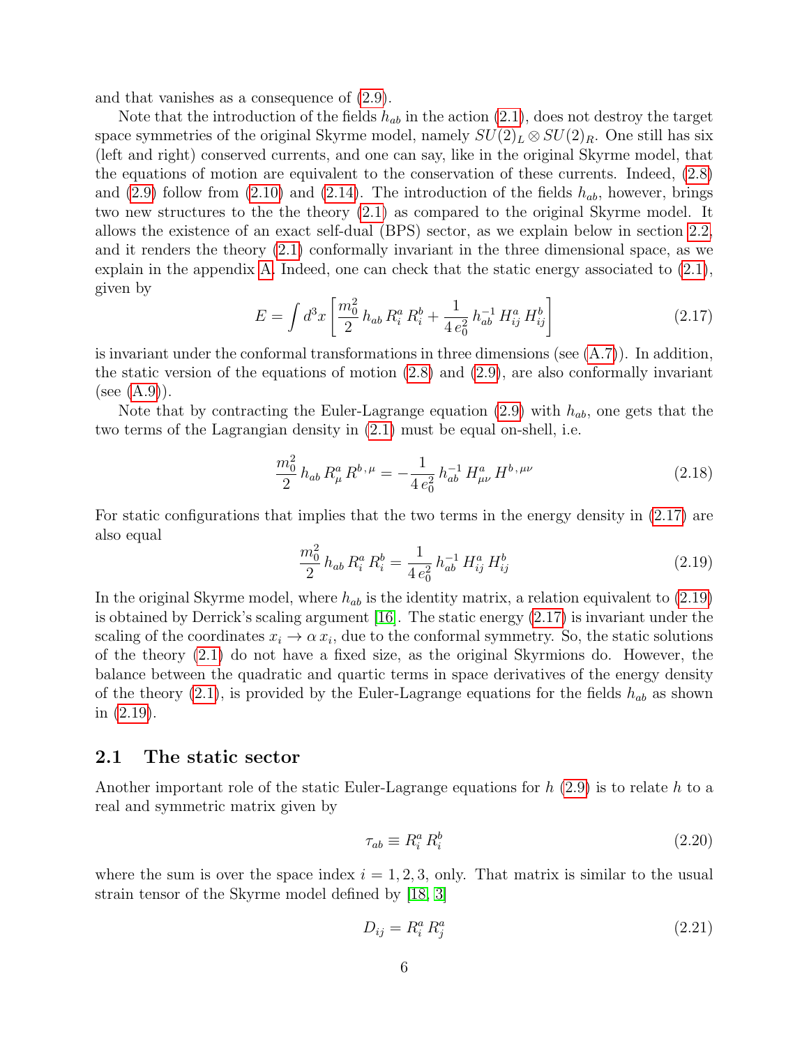and that vanishes as a consequence of (2.9).

Note that the introduction of the fields $h_{ab}$ in the action (2.1), does not destroy the target space symmetries of the original Skyrme model, namely $SU(2)_L \otimes SU(2)_R$. One still has six (left and right) conserved currents, and one can say, like in the original Skyrme model, that the equations of motion are equivalent to the conservation of these currents. Indeed, (2.8) and (2.9) follow from (2.10) and (2.14). The introduction of the fields $h_{ab}$, however, brings two new structures to the the theory (2.1) as compared to the original Skyrme model. It allows the existence of an exact self-dual (BPS) sector, as we explain below in section 2.2, and it renders the theory (2.1) conformally invariant in the three dimensional space, as we explain in the appendix A. Indeed, one can check that the static energy associated to (2.1), given by

$$E = \int d^3x \left[ \frac{m_0^2}{2}\, h_{ab}\, R_i^a\, R_i^b + \frac{1}{4\, e_0^2}\, h_{ab}^{-1}\, H_{ij}^a\, H_{ij}^b \right] \tag{2.17}$$

is invariant under the conformal transformations in three dimensions (see (A.7)). In addition, the static version of the equations of motion (2.8) and (2.9), are also conformally invariant (see (A.9)).

Note that by contracting the Euler-Lagrange equation (2.9) with $h_{ab}$, one gets that the two terms of the Lagrangian density in (2.1) must be equal on-shell, i.e.

$$\frac{m_0^2}{2}\, h_{ab}\, R_\mu^a\, R^{b,\mu} = -\frac{1}{4\, e_0^2}\, h_{ab}^{-1}\, H_{\mu\nu}^a\, H^{b,\mu\nu} \tag{2.18}$$

For static configurations that implies that the two terms in the energy density in (2.17) are also equal

$$\frac{m_0^2}{2}\, h_{ab}\, R_i^a\, R_i^b = \frac{1}{4\, e_0^2}\, h_{ab}^{-1}\, H_{ij}^a\, H_{ij}^b \tag{2.19}$$

In the original Skyrme model, where $h_{ab}$ is the identity matrix, a relation equivalent to (2.19) is obtained by Derrick's scaling argument [16]. The static energy (2.17) is invariant under the scaling of the coordinates $x_i \to \alpha\, x_i$, due to the conformal symmetry. So, the static solutions of the theory (2.1) do not have a fixed size, as the original Skyrmions do. However, the balance between the quadratic and quartic terms in space derivatives of the energy density of the theory (2.1), is provided by the Euler-Lagrange equations for the fields $h_{ab}$ as shown in (2.19).

### 2.1 The static sector

Another important role of the static Euler-Lagrange equations for $h$ (2.9) is to relate $h$ to a real and symmetric matrix given by

$$\tau_{ab} \equiv R_i^a\, R_i^b \tag{2.20}$$

where the sum is over the space index $i = 1, 2, 3$, only. That matrix is similar to the usual strain tensor of the Skyrme model defined by [18, 3]

$$D_{ij} = R_i^a\, R_j^a \tag{2.21}$$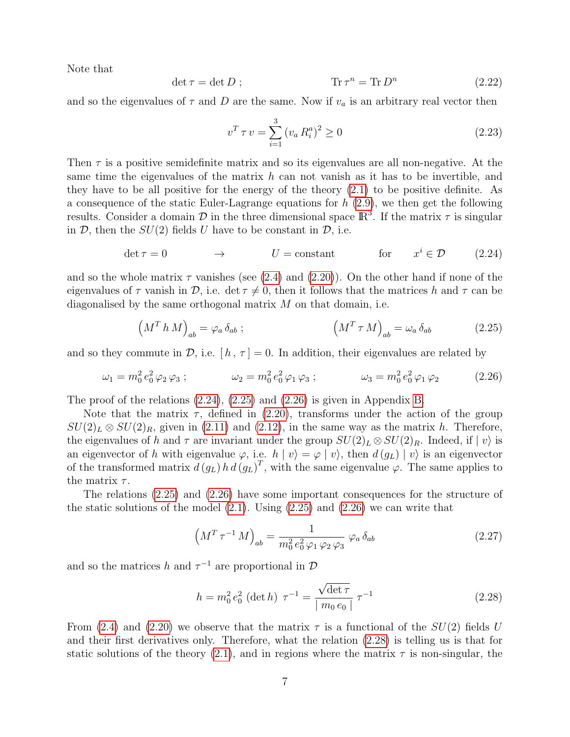Note that

$$\det \tau = \det D \, ; \qquad\qquad \mathrm{Tr}\, \tau^n = \mathrm{Tr}\, D^n \tag{2.22}$$

and so the eigenvalues of $\tau$ and $D$ are the same. Now if $v_a$ is an arbitrary real vector then

$$v^T \, \tau \, v = \sum_{i=1}^{3} \left(v_a \, R_i^a\right)^2 \geq 0 \tag{2.23}$$

Then $\tau$ is a positive semidefinite matrix and so its eigenvalues are all non-negative. At the same time the eigenvalues of the matrix $h$ can not vanish as it has to be invertible, and they have to be all positive for the energy of the theory (2.1) to be positive definite. As a consequence of the static Euler-Lagrange equations for $h$ (2.9), we then get the following results. Consider a domain $\mathcal{D}$ in the three dimensional space $\mathbb{R}^3$. If the matrix $\tau$ is singular in $\mathcal{D}$, then the $SU(2)$ fields $U$ have to be constant in $\mathcal{D}$, i.e.

$$\det \tau = 0 \qquad\qquad \rightarrow \qquad\qquad U = \text{constant} \qquad\qquad \text{for} \qquad x^i \in \mathcal{D} \tag{2.24}$$

and so the whole matrix $\tau$ vanishes (see (2.4) and (2.20)). On the other hand if none of the eigenvalues of $\tau$ vanish in $\mathcal{D}$, i.e. $\det \tau \neq 0$, then it follows that the matrices $h$ and $\tau$ can be diagonalised by the same orthogonal matrix $M$ on that domain, i.e.

$$\left(M^T \, h \, M\right)_{ab} = \varphi_a \, \delta_{ab} \, ; \qquad\qquad \left(M^T \, \tau \, M\right)_{ab} = \omega_a \, \delta_{ab} \tag{2.25}$$

and so they commute in $\mathcal{D}$, i.e. $[\, h \, , \, \tau \,] = 0$. In addition, their eigenvalues are related by

$$\omega_1 = m_0^2 \, e_0^2 \, \varphi_2 \, \varphi_3 \, ; \qquad\qquad \omega_2 = m_0^2 \, e_0^2 \, \varphi_1 \, \varphi_3 \, ; \qquad\qquad \omega_3 = m_0^2 \, e_0^2 \, \varphi_1 \, \varphi_2 \tag{2.26}$$

The proof of the relations (2.24), (2.25) and (2.26) is given in Appendix B.

Note that the matrix $\tau$, defined in (2.20), transforms under the action of the group $SU(2)_L \otimes SU(2)_R$, given in (2.11) and (2.12), in the same way as the matrix $h$. Therefore, the eigenvalues of $h$ and $\tau$ are invariant under the group $SU(2)_L \otimes SU(2)_R$. Indeed, if $\mid v\rangle$ is an eigenvector of $h$ with eigenvalue $\varphi$, i.e. $h \mid v\rangle = \varphi \mid v\rangle$, then $d\,(g_L) \mid v\rangle$ is an eigenvector of the transformed matrix $d\,(g_L)\, h \, d\,(g_L)^T$, with the same eigenvalue $\varphi$. The same applies to the matrix $\tau$.

The relations (2.25) and (2.26) have some important consequences for the structure of the static solutions of the model (2.1). Using (2.25) and (2.26) we can write that

$$\left(M^T \, \tau^{-1} \, M\right)_{ab} = \frac{1}{m_0^2 \, e_0^2 \, \varphi_1 \, \varphi_2 \, \varphi_3} \, \varphi_a \, \delta_{ab} \tag{2.27}$$

and so the matrices $h$ and $\tau^{-1}$ are proportional in $\mathcal{D}$

$$h = m_0^2 \, e_0^2 \, \left(\det h\right) \, \tau^{-1} = \frac{\sqrt{\det \tau}}{\mid m_0 \, e_0 \mid} \, \tau^{-1} \tag{2.28}$$

From (2.4) and (2.20) we observe that the matrix $\tau$ is a functional of the $SU(2)$ fields $U$ and their first derivatives only. Therefore, what the relation (2.28) is telling us is that for static solutions of the theory (2.1), and in regions where the matrix $\tau$ is non-singular, the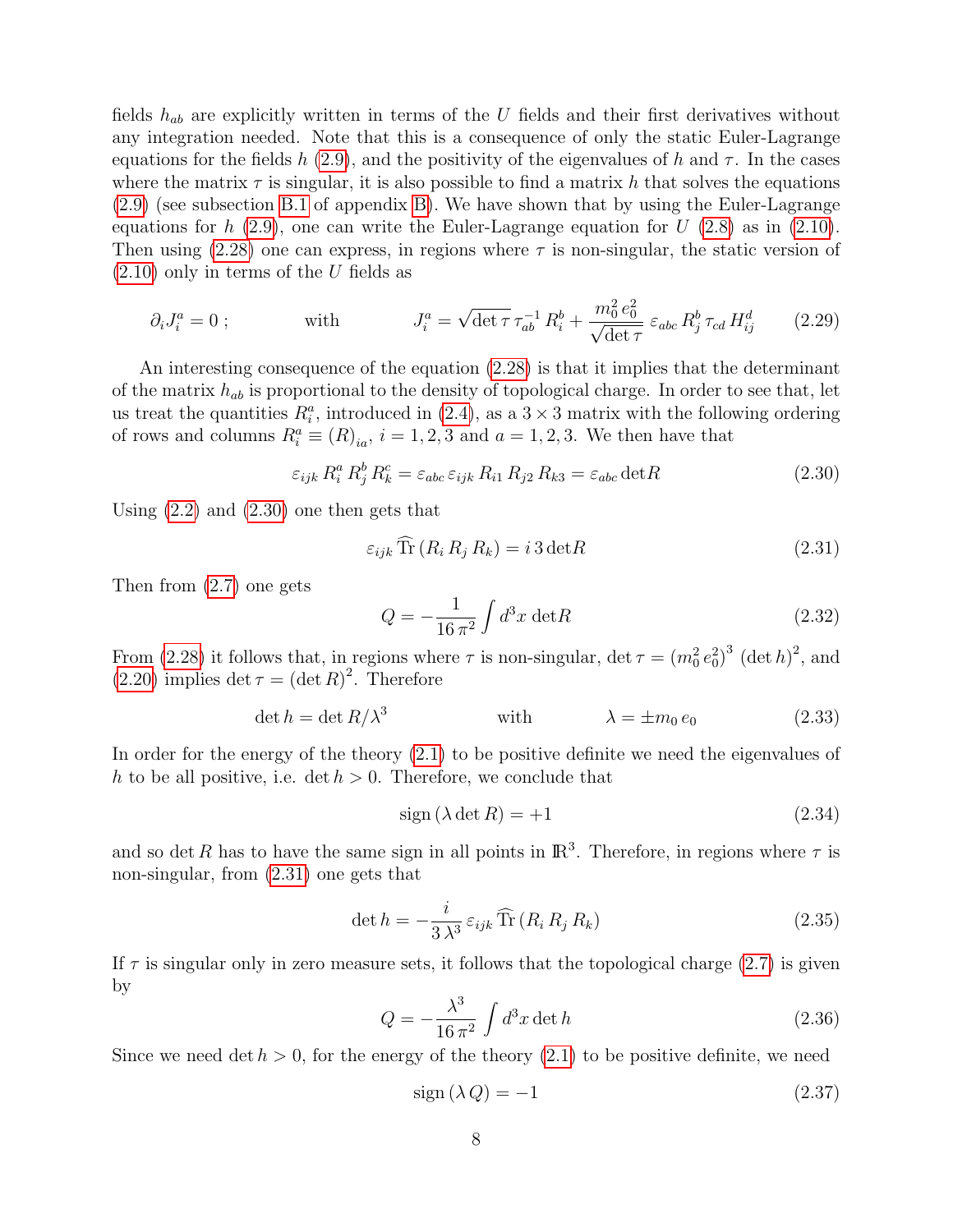fields $h_{ab}$ are explicitly written in terms of the $U$ fields and their first derivatives without any integration needed. Note that this is a consequence of only the static Euler-Lagrange equations for the fields $h$ (2.9), and the positivity of the eigenvalues of $h$ and $\tau$. In the cases where the matrix $\tau$ is singular, it is also possible to find a matrix $h$ that solves the equations (2.9) (see subsection B.1 of appendix B). We have shown that by using the Euler-Lagrange equations for $h$ (2.9), one can write the Euler-Lagrange equation for $U$ (2.8) as in (2.10). Then using (2.28) one can express, in regions where $\tau$ is non-singular, the static version of (2.10) only in terms of the $U$ fields as

$$\partial_i J^a_i = 0 \; ; \qquad\qquad \text{with} \qquad\qquad J^a_i = \sqrt{\det \tau}\, \tau^{-1}_{ab}\, R^b_i + \frac{m_0^2\, e_0^2}{\sqrt{\det \tau}}\, \varepsilon_{abc}\, R^b_j\, \tau_{cd}\, H^d_{ij} \tag{2.29}$$

An interesting consequence of the equation (2.28) is that it implies that the determinant of the matrix $h_{ab}$ is proportional to the density of topological charge. In order to see that, let us treat the quantities $R^a_i$, introduced in (2.4), as a $3\times 3$ matrix with the following ordering of rows and columns $R^a_i \equiv (R)_{ia}$, $i = 1,2,3$ and $a = 1,2,3$. We then have that

$$\varepsilon_{ijk}\, R^a_i\, R^b_j\, R^c_k = \varepsilon_{abc}\, \varepsilon_{ijk}\, R_{i1}\, R_{j2}\, R_{k3} = \varepsilon_{abc}\, \det R \tag{2.30}$$

Using (2.2) and (2.30) one then gets that

$$\varepsilon_{ijk}\, \widehat{\rm Tr}\left(R_i\, R_j\, R_k\right) = i\, 3 \det R \tag{2.31}$$

Then from (2.7) one gets

$$Q = -\frac{1}{16\,\pi^2} \int d^3x\, \det R \tag{2.32}$$

From (2.28) it follows that, in regions where $\tau$ is non-singular, $\det \tau = \left(m_0^2\, e_0^2\right)^3\, \left(\det h\right)^2$, and (2.20) implies $\det \tau = \left(\det R\right)^2$. Therefore

$$\det h = \det R / \lambda^3 \qquad\qquad \text{with} \qquad\qquad \lambda = \pm m_0\, e_0 \tag{2.33}$$

In order for the energy of the theory (2.1) to be positive definite we need the eigenvalues of $h$ to be all positive, i.e. $\det h > 0$. Therefore, we conclude that

$$\text{sign}\left(\lambda \det R\right) = +1 \tag{2.34}$$

and so $\det R$ has to have the same sign in all points in $\mathbb{R}^3$. Therefore, in regions where $\tau$ is non-singular, from (2.31) one gets that

$$\det h = -\frac{i}{3\,\lambda^3}\, \varepsilon_{ijk}\, \widehat{\rm Tr}\left(R_i\, R_j\, R_k\right) \tag{2.35}$$

If $\tau$ is singular only in zero measure sets, it follows that the topological charge (2.7) is given by

$$Q = -\frac{\lambda^3}{16\,\pi^2} \int d^3x\, \det h \tag{2.36}$$

Since we need $\det h > 0$, for the energy of the theory (2.1) to be positive definite, we need

$$\text{sign}\left(\lambda\, Q\right) = -1 \tag{2.37}$$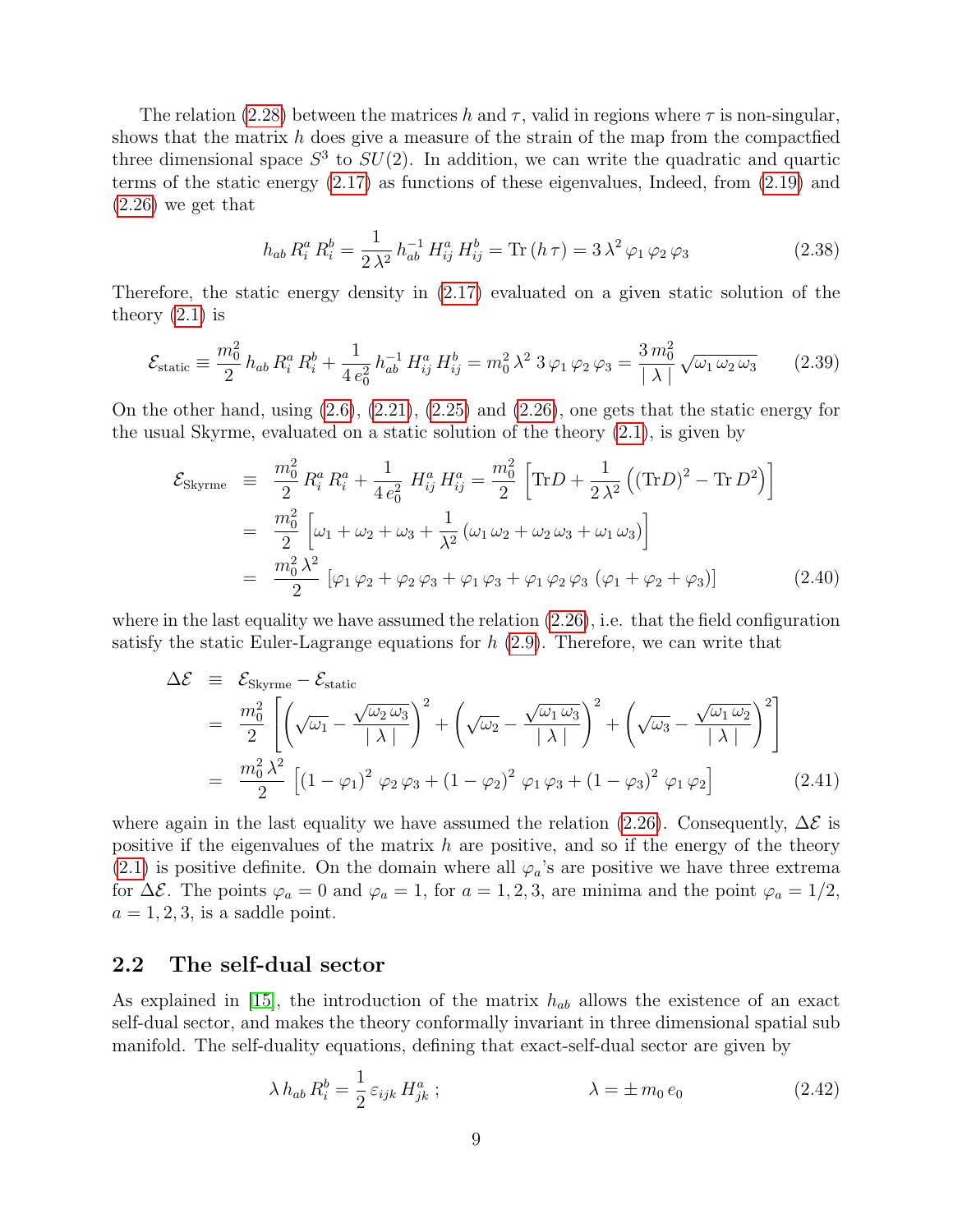The relation (2.28) between the matrices $h$ and $\tau$, valid in regions where $\tau$ is non-singular, shows that the matrix $h$ does give a measure of the strain of the map from the compactfied three dimensional space $S^3$ to $SU(2)$. In addition, we can write the quadratic and quartic terms of the static energy (2.17) as functions of these eigenvalues, Indeed, from (2.19) and (2.26) we get that

$$h_{ab}\, R_i^a\, R_i^b = \frac{1}{2\,\lambda^2}\, h^{-1}_{ab}\, H^a_{ij}\, H^b_{ij} = \mathrm{Tr}\,(h\,\tau) = 3\,\lambda^2\,\varphi_1\,\varphi_2\,\varphi_3 \tag{2.38}$$

Therefore, the static energy density in (2.17) evaluated on a given static solution of the theory (2.1) is

$$\mathcal{E}_{\rm static} \equiv \frac{m_0^2}{2}\, h_{ab}\, R_i^a\, R_i^b + \frac{1}{4\,e_0^2}\, h^{-1}_{ab}\, H^a_{ij}\, H^b_{ij} = m_0^2\,\lambda^2\; 3\,\varphi_1\,\varphi_2\,\varphi_3 = \frac{3\,m_0^2}{\mid\lambda\mid}\,\sqrt{\omega_1\,\omega_2\,\omega_3} \tag{2.39}$$

On the other hand, using (2.6), (2.21), (2.25) and (2.26), one gets that the static energy for the usual Skyrme, evaluated on a static solution of the theory (2.1), is given by

$$\begin{aligned}
\mathcal{E}_{\rm Skyrme} &\equiv \frac{m_0^2}{2}\, R_i^a\, R_i^a + \frac{1}{4\,e_0^2}\; H^a_{ij}\, H^a_{ij} = \frac{m_0^2}{2}\left[\mathrm{Tr} D + \frac{1}{2\,\lambda^2}\left((\mathrm{Tr} D)^2 - \mathrm{Tr}\, D^2\right)\right] \\
&= \frac{m_0^2}{2}\left[\omega_1 + \omega_2 + \omega_3 + \frac{1}{\lambda^2}\left(\omega_1\,\omega_2 + \omega_2\,\omega_3 + \omega_1\,\omega_3\right)\right] \\
&= \frac{m_0^2\,\lambda^2}{2}\,\left[\varphi_1\,\varphi_2 + \varphi_2\,\varphi_3 + \varphi_1\,\varphi_3 + \varphi_1\,\varphi_2\,\varphi_3\;(\varphi_1 + \varphi_2 + \varphi_3)\right]
\end{aligned} \tag{2.40}$$

where in the last equality we have assumed the relation (2.26), i.e. that the field configuration satisfy the static Euler-Lagrange equations for $h$ (2.9). Therefore, we can write that

$$\begin{aligned}
\Delta\mathcal{E} &\equiv \mathcal{E}_{\rm Skyrme} - \mathcal{E}_{\rm static} \\
&= \frac{m_0^2}{2}\left[\left(\sqrt{\omega_1} - \frac{\sqrt{\omega_2\,\omega_3}}{\mid\lambda\mid}\right)^2 + \left(\sqrt{\omega_2} - \frac{\sqrt{\omega_1\,\omega_3}}{\mid\lambda\mid}\right)^2 + \left(\sqrt{\omega_3} - \frac{\sqrt{\omega_1\,\omega_2}}{\mid\lambda\mid}\right)^2\right] \\
&= \frac{m_0^2\,\lambda^2}{2}\,\left[(1-\varphi_1)^2\;\varphi_2\,\varphi_3 + (1-\varphi_2)^2\;\varphi_1\,\varphi_3 + (1-\varphi_3)^2\;\varphi_1\,\varphi_2\right]
\end{aligned} \tag{2.41}$$

where again in the last equality we have assumed the relation (2.26). Consequently, $\Delta\mathcal{E}$ is positive if the eigenvalues of the matrix $h$ are positive, and so if the energy of the theory (2.1) is positive definite. On the domain where all $\varphi_a$'s are positive we have three extrema for $\Delta\mathcal{E}$. The points $\varphi_a = 0$ and $\varphi_a = 1$, for $a = 1, 2, 3$, are minima and the point $\varphi_a = 1/2$, $a = 1, 2, 3$, is a saddle point.

## 2.2 The self-dual sector

As explained in [15], the introduction of the matrix $h_{ab}$ allows the existence of an exact self-dual sector, and makes the theory conformally invariant in three dimensional spatial sub manifold. The self-duality equations, defining that exact-self-dual sector are given by

$$\lambda\, h_{ab}\, R_i^b = \frac{1}{2}\,\varepsilon_{ijk}\, H^a_{jk}\;; \qquad\qquad \lambda = \pm\, m_0\, e_0 \tag{2.42}$$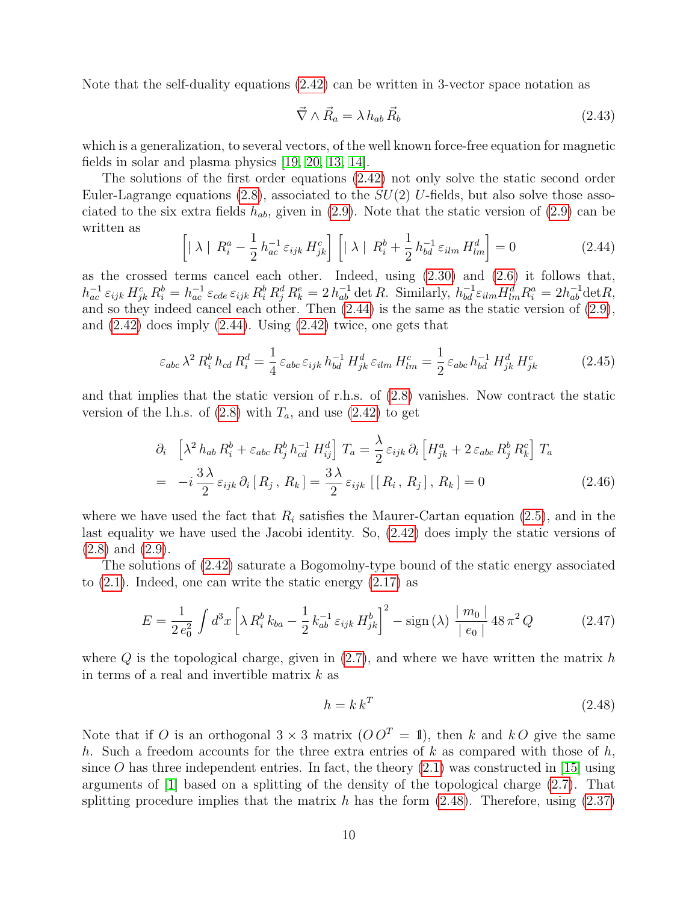Note that the self-duality equations (2.42) can be written in 3-vector space notation as

$$\vec{\nabla} \wedge \vec{R}_a = \lambda \, h_{ab} \, \vec{R}_b \tag{2.43}$$

which is a generalization, to several vectors, of the well known force-free equation for magnetic fields in solar and plasma physics [19, 20, 13, 14].

The solutions of the first order equations (2.42) not only solve the static second order Euler-Lagrange equations (2.8), associated to the $SU(2)$ $U$-fields, but also solve those associated to the six extra fields $h_{ab}$, given in (2.9). Note that the static version of (2.9) can be written as

$$\left[ \mid \lambda \mid \; R_i^a - \frac{1}{2} \, h^{-1}_{ac} \, \varepsilon_{ijk} \, H^c_{jk} \right] \left[ \mid \lambda \mid \; R_i^b + \frac{1}{2} \, h^{-1}_{bd} \, \varepsilon_{ilm} \, H^d_{lm} \right] = 0 \tag{2.44}$$

as the crossed terms cancel each other. Indeed, using (2.30) and (2.6) it follows that, $h^{-1}_{ac} \, \varepsilon_{ijk} \, H^c_{jk} \, R^b_i = h^{-1}_{ac} \, \varepsilon_{cde} \, \varepsilon_{ijk} \, R^b_i \, R^d_j \, R^e_k = 2 \, h^{-1}_{ab} \det R$. Similarly, $h^{-1}_{bd} \varepsilon_{ilm} H^d_{lm} R^a_i = 2 h^{-1}_{ab} \det R$, and so they indeed cancel each other. Then (2.44) is the same as the static version of (2.9), and (2.42) does imply (2.44). Using (2.42) twice, one gets that

$$\varepsilon_{abc} \, \lambda^2 \, R^b_i \, h_{cd} \, R^d_i = \frac{1}{4} \, \varepsilon_{abc} \, \varepsilon_{ijk} \, h^{-1}_{bd} \, H^d_{jk} \, \varepsilon_{ilm} \, H^c_{lm} = \frac{1}{2} \, \varepsilon_{abc} \, h^{-1}_{bd} \, H^d_{jk} \, H^c_{jk} \tag{2.45}$$

and that implies that the static version of r.h.s. of (2.8) vanishes. Now contract the static version of the l.h.s. of (2.8) with $T_a$, and use (2.42) to get

$$\begin{aligned}
\partial_i \; & \left[ \lambda^2 \, h_{ab} \, R^b_i + \varepsilon_{abc} \, R^b_j \, h^{-1}_{cd} \, H^d_{ij} \right] \, T_a = \frac{\lambda}{2} \, \varepsilon_{ijk} \, \partial_i \left[ H^a_{jk} + 2 \, \varepsilon_{abc} \, R^b_j \, R^c_k \right] \, T_a \\
= & \; -i \, \frac{3 \, \lambda}{2} \, \varepsilon_{ijk} \, \partial_i \left[ R_j \, , \, R_k \right] = \frac{3 \, \lambda}{2} \, \varepsilon_{ijk} \, \left[ \left[ R_i \, , \, R_j \right] \, , \, R_k \right] = 0
\end{aligned} \tag{2.46}$$

where we have used the fact that $R_i$ satisfies the Maurer-Cartan equation (2.5), and in the last equality we have used the Jacobi identity. So, (2.42) does imply the static versions of (2.8) and (2.9).

The solutions of (2.42) saturate a Bogomolny-type bound of the static energy associated to (2.1). Indeed, one can write the static energy (2.17) as

$$E = \frac{1}{2 \, e_0^2} \int d^3 x \left[ \lambda \, R^b_i \, k_{ba} - \frac{1}{2} \, k^{-1}_{ab} \, \varepsilon_{ijk} \, H^b_{jk} \right]^2 - \text{sign} \, (\lambda) \, \frac{\mid m_0 \mid}{\mid e_0 \mid} \, 48 \, \pi^2 \, Q \tag{2.47}$$

where $Q$ is the topological charge, given in (2.7), and where we have written the matrix $h$ in terms of a real and invertible matrix $k$ as

$$h = k \, k^T \tag{2.48}$$

Note that if $O$ is an orthogonal $3 \times 3$ matrix ($O \, O^T = \mathbb{1}$), then $k$ and $k \, O$ give the same $h$. Such a freedom accounts for the three extra entries of $k$ as compared with those of $h$, since $O$ has three independent entries. In fact, the theory (2.1) was constructed in [15] using arguments of [1] based on a splitting of the density of the topological charge (2.7). That splitting procedure implies that the matrix $h$ has the form (2.48). Therefore, using (2.37)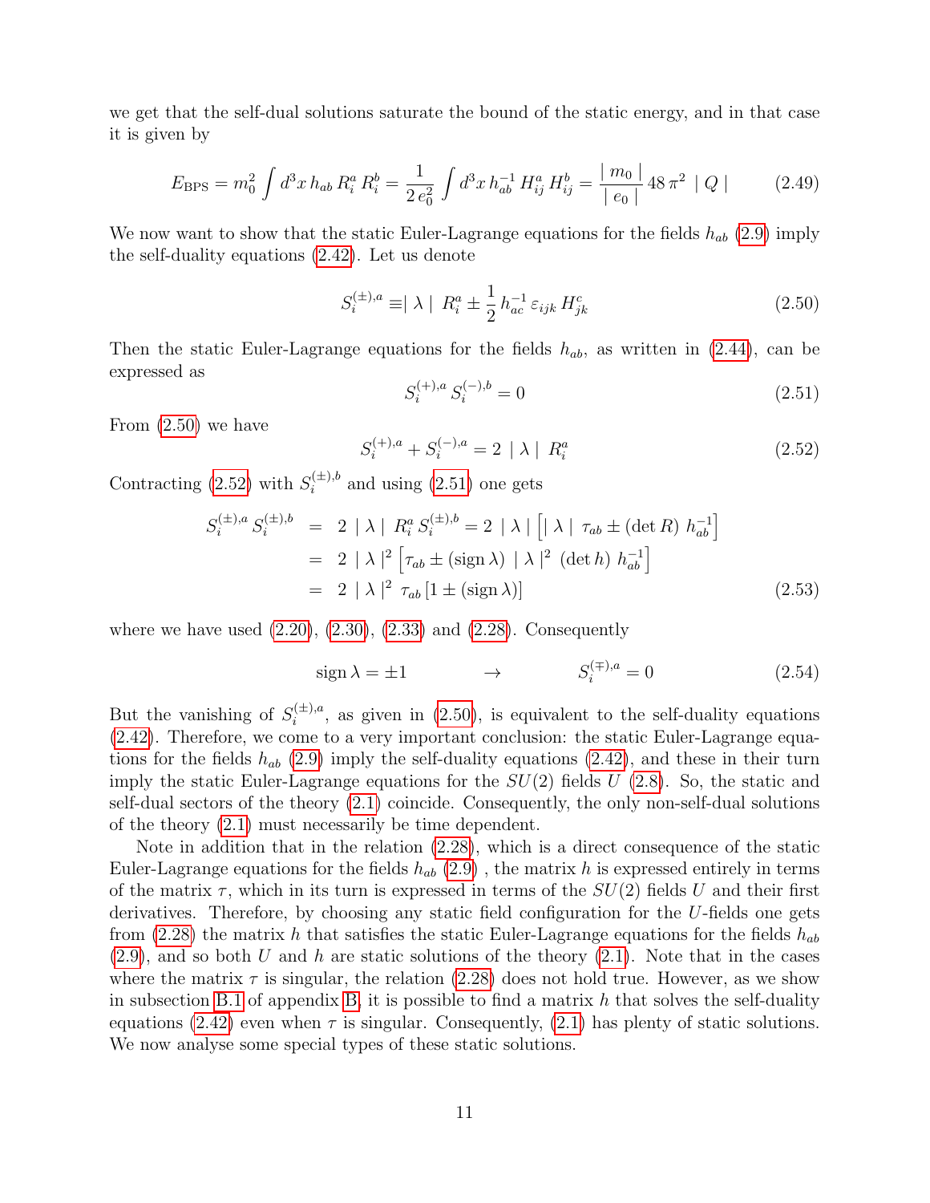we get that the self-dual solutions saturate the bound of the static energy, and in that case it is given by

$$E_{\rm BPS} = m_0^2 \int d^3x \, h_{ab} \, R_i^a \, R_i^b = \frac{1}{2\,e_0^2} \int d^3x \, h_{ab}^{-1} \, H_{ij}^a \, H_{ij}^b = \frac{\mid m_0 \mid}{\mid e_0 \mid} \, 48\,\pi^2 \, \mid Q \mid \tag{2.49}$$

We now want to show that the static Euler-Lagrange equations for the fields $h_{ab}$ (2.9) imply the self-duality equations (2.42). Let us denote

$$S_i^{(\pm),a} \equiv \mid \lambda \mid \, R_i^a \pm \frac{1}{2} \, h_{ac}^{-1} \, \varepsilon_{ijk} \, H_{jk}^c \tag{2.50}$$

Then the static Euler-Lagrange equations for the fields $h_{ab}$, as written in (2.44), can be expressed as

$$S_i^{(+),a} \, S_i^{(-),b} = 0 \tag{2.51}$$

From (2.50) we have

$$S_i^{(+),a} + S_i^{(-),a} = 2 \, \mid \lambda \mid \, R_i^a \tag{2.52}$$

Contracting (2.52) with $S_i^{(\pm),b}$ and using (2.51) one gets

$$\begin{aligned}
S_i^{(\pm),a} \, S_i^{(\pm),b} &= 2 \, \mid \lambda \mid \, R_i^a \, S_i^{(\pm),b} = 2 \, \mid \lambda \mid \left[ \mid \lambda \mid \, \tau_{ab} \pm (\det R) \, h_{ab}^{-1} \right] \\
&= 2 \, \mid \lambda \mid^2 \left[ \tau_{ab} \pm (\text{sign}\,\lambda) \, \mid \lambda \mid^2 \, (\det h) \, h_{ab}^{-1} \right] \\
&= 2 \, \mid \lambda \mid^2 \, \tau_{ab} \left[ 1 \pm (\text{sign}\,\lambda) \right]
\end{aligned} \tag{2.53}$$

where we have used (2.20), (2.30), (2.33) and (2.28). Consequently

$$\text{sign}\,\lambda = \pm 1 \qquad \rightarrow \qquad S_i^{(\mp),a} = 0 \tag{2.54}$$

But the vanishing of $S_i^{(\pm),a}$, as given in (2.50), is equivalent to the self-duality equations (2.42). Therefore, we come to a very important conclusion: the static Euler-Lagrange equations for the fields $h_{ab}$ (2.9) imply the self-duality equations (2.42), and these in their turn imply the static Euler-Lagrange equations for the $SU(2)$ fields $U$ (2.8). So, the static and self-dual sectors of the theory (2.1) coincide. Consequently, the only non-self-dual solutions of the theory (2.1) must necessarily be time dependent.

Note in addition that in the relation (2.28), which is a direct consequence of the static Euler-Lagrange equations for the fields $h_{ab}$ (2.9) , the matrix $h$ is expressed entirely in terms of the matrix $\tau$, which in its turn is expressed in terms of the $SU(2)$ fields $U$ and their first derivatives. Therefore, by choosing any static field configuration for the $U$-fields one gets from (2.28) the matrix $h$ that satisfies the static Euler-Lagrange equations for the fields $h_{ab}$ (2.9), and so both $U$ and $h$ are static solutions of the theory (2.1). Note that in the cases where the matrix $\tau$ is singular, the relation (2.28) does not hold true. However, as we show in subsection B.1 of appendix B, it is possible to find a matrix $h$ that solves the self-duality equations (2.42) even when $\tau$ is singular. Consequently, (2.1) has plenty of static solutions. We now analyse some special types of these static solutions.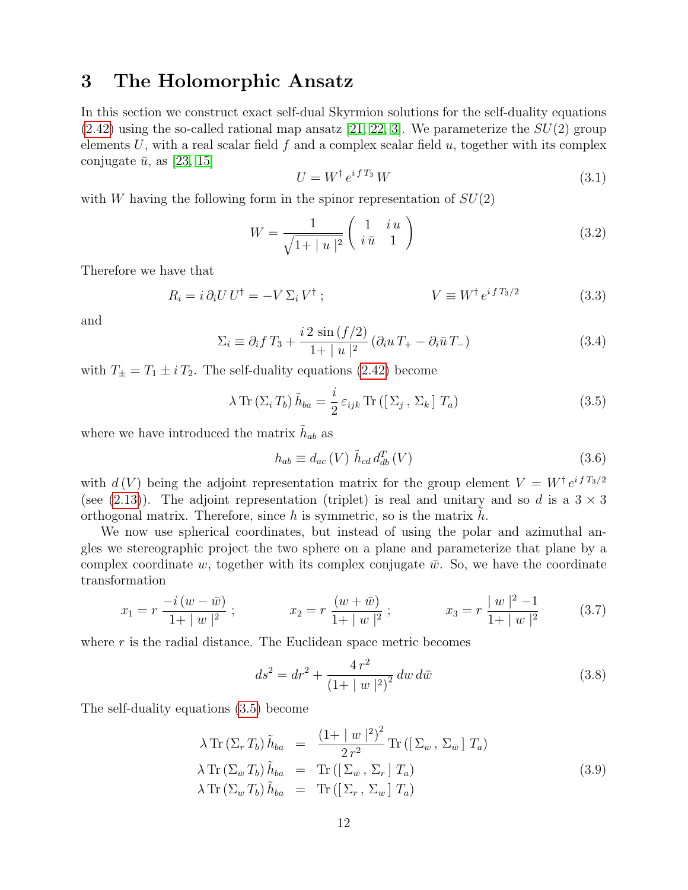# 3 The Holomorphic Ansatz

In this section we construct exact self-dual Skyrmion solutions for the self-duality equations (2.42) using the so-called rational map ansatz [21, 22, 3]. We parameterize the $SU(2)$ group elements $U$, with a real scalar field $f$ and a complex scalar field $u$, together with its complex conjugate $\bar{u}$, as [23, 15]

$$U = W^{\dagger} \, e^{i\, f\, T_3} \, W \tag{3.1}$$

with $W$ having the following form in the spinor representation of $SU(2)$

$$W = \frac{1}{\sqrt{1+ \mid u \mid^2}} \begin{pmatrix} 1 & i\, u \\ i\, \bar{u} & 1 \end{pmatrix} \tag{3.2}$$

Therefore we have that

$$R_i = i\, \partial_i U \, U^{\dagger} = -V \, \Sigma_i \, V^{\dagger} \; ; \qquad\qquad V \equiv W^{\dagger} \, e^{i\, f\, T_3/2} \tag{3.3}$$

and

$$\Sigma_i \equiv \partial_i f \, T_3 + \frac{i\, 2\, \sin\left(f/2\right)}{1+ \mid u \mid^2} \left(\partial_i u \, T_+ - \partial_i \bar{u} \, T_-\right) \tag{3.4}$$

with $T_{\pm} = T_1 \pm i\, T_2$. The self-duality equations (2.42) become

$$\lambda \, \mathrm{Tr}\left(\Sigma_i \, T_b\right) \tilde{h}_{ba} = \frac{i}{2} \, \varepsilon_{ijk} \, \mathrm{Tr}\left(\left[\, \Sigma_j \, , \, \Sigma_k \,\right] \, T_a\right) \tag{3.5}$$

where we have introduced the matrix $\tilde{h}_{ab}$ as

$$h_{ab} \equiv d_{ac}\left(V\right) \, \tilde{h}_{cd} \, d^T_{db}\left(V\right) \tag{3.6}$$

with $d\left(V\right)$ being the adjoint representation matrix for the group element $V = W^{\dagger} \, e^{i\, f\, T_3/2}$ (see (2.13)). The adjoint representation (triplet) is real and unitary and so $d$ is a $3 \times 3$ orthogonal matrix. Therefore, since $h$ is symmetric, so is the matrix $\tilde{h}$.

We now use spherical coordinates, but instead of using the polar and azimuthal angles we stereographic project the two sphere on a plane and parameterize that plane by a complex coordinate $w$, together with its complex conjugate $\bar{w}$. So, we have the coordinate transformation

$$x_1 = r \, \frac{-i\left(w - \bar{w}\right)}{1+ \mid w \mid^2} \; ; \qquad x_2 = r \, \frac{\left(w + \bar{w}\right)}{1+ \mid w \mid^2} \; ; \qquad x_3 = r \, \frac{\mid w \mid^2 - 1}{1+ \mid w \mid^2} \tag{3.7}$$

where $r$ is the radial distance. The Euclidean space metric becomes

$$ds^2 = dr^2 + \frac{4\, r^2}{\left(1+ \mid w \mid^2\right)^2} \, dw \, d\bar{w} \tag{3.8}$$

The self-duality equations (3.5) become

$$\begin{aligned}
\lambda \, \mathrm{Tr}\left(\Sigma_r \, T_b\right) \tilde{h}_{ba} &= \frac{\left(1+ \mid w \mid^2\right)^2}{2\, r^2} \, \mathrm{Tr}\left(\left[\, \Sigma_w \, , \, \Sigma_{\bar{w}} \,\right] \, T_a\right) \\
\lambda \, \mathrm{Tr}\left(\Sigma_{\bar{w}} \, T_b\right) \tilde{h}_{ba} &= \mathrm{Tr}\left(\left[\, \Sigma_{\bar{w}} \, , \, \Sigma_r \,\right] \, T_a\right) \\
\lambda \, \mathrm{Tr}\left(\Sigma_w \, T_b\right) \tilde{h}_{ba} &= \mathrm{Tr}\left(\left[\, \Sigma_r \, , \, \Sigma_w \,\right] \, T_a\right)
\end{aligned} \tag{3.9}$$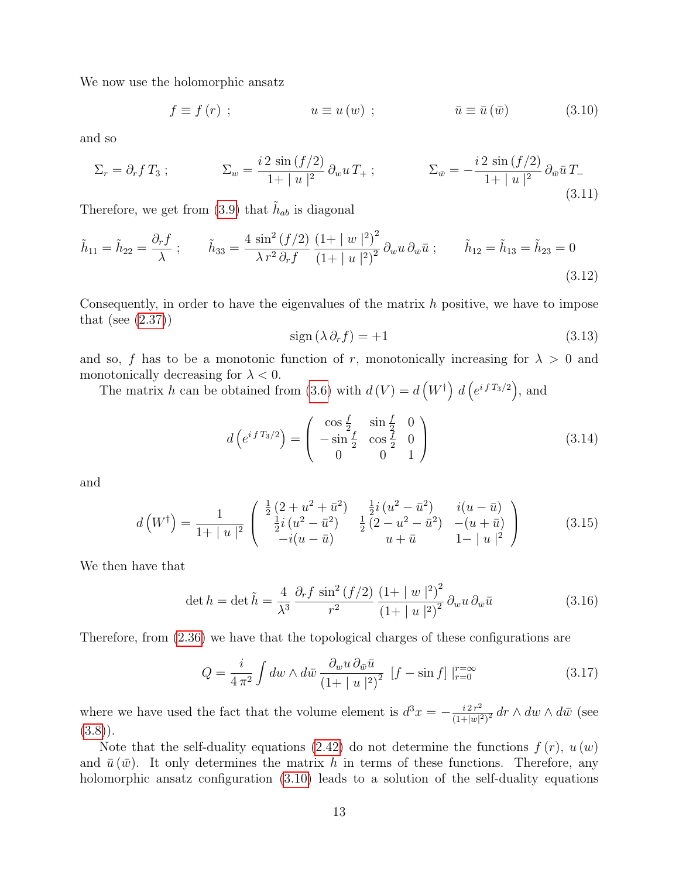We now use the holomorphic ansatz

$$f \equiv f(r) \; ; \qquad\qquad u \equiv u(w) \; ; \qquad\qquad \bar{u} \equiv \bar{u}(\bar{w}) \tag{3.10}$$

and so

$$\Sigma_r = \partial_r f \, T_3 \; ; \qquad \Sigma_w = \frac{i\, 2\, \sin(f/2)}{1+\mid u \mid^2}\, \partial_w u \, T_+ \; ; \qquad \Sigma_{\bar{w}} = -\frac{i\, 2\, \sin(f/2)}{1+\mid u \mid^2}\, \partial_{\bar{w}} \bar{u} \, T_- \tag{3.11}$$

Therefore, we get from (3.9) that $\tilde{h}_{ab}$ is diagonal

$$\tilde{h}_{11} = \tilde{h}_{22} = \frac{\partial_r f}{\lambda} \; ; \qquad \tilde{h}_{33} = \frac{4\, \sin^2(f/2)}{\lambda\, r^2\, \partial_r f}\, \frac{\left(1+\mid w \mid^2\right)^2}{\left(1+\mid u \mid^2\right)^2}\, \partial_w u \, \partial_{\bar{w}} \bar{u} \; ; \qquad \tilde{h}_{12} = \tilde{h}_{13} = \tilde{h}_{23} = 0 \tag{3.12}$$

Consequently, in order to have the eigenvalues of the matrix $h$ positive, we have to impose that (see (2.37))

$$\text{sign}\left(\lambda\, \partial_r f\right) = +1 \tag{3.13}$$

and so, $f$ has to be a monotonic function of $r$, monotonically increasing for $\lambda > 0$ and monotonically decreasing for $\lambda < 0$.

The matrix $h$ can be obtained from (3.6) with $d(V) = d\left(W^{\dagger}\right)\, d\left(e^{i\, f\, T_3/2}\right)$, and

$$d\left(e^{i\, f\, T_3/2}\right) = \begin{pmatrix} \cos\frac{f}{2} & \sin\frac{f}{2} & 0 \\ -\sin\frac{f}{2} & \cos\frac{f}{2} & 0 \\ 0 & 0 & 1 \end{pmatrix} \tag{3.14}$$

and

$$d\left(W^{\dagger}\right) = \frac{1}{1+\mid u \mid^2} \begin{pmatrix} \frac{1}{2}\left(2+u^2+\bar{u}^2\right) & \frac{1}{2} i \left(u^2-\bar{u}^2\right) & i(u-\bar{u}) \\ \frac{1}{2} i \left(u^2-\bar{u}^2\right) & \frac{1}{2}\left(2-u^2-\bar{u}^2\right) & -(u+\bar{u}) \\ -i(u-\bar{u}) & u+\bar{u} & 1-\mid u \mid^2 \end{pmatrix} \tag{3.15}$$

We then have that

$$\det h = \det \tilde{h} = \frac{4}{\lambda^3}\, \frac{\partial_r f\, \sin^2(f/2)}{r^2}\, \frac{\left(1+\mid w \mid^2\right)^2}{\left(1+\mid u \mid^2\right)^2}\, \partial_w u \, \partial_{\bar{w}} \bar{u} \tag{3.16}$$

Therefore, from (2.36) we have that the topological charges of these configurations are

$$Q = \frac{i}{4\, \pi^2} \int dw \wedge d\bar{w}\, \frac{\partial_w u \, \partial_{\bar{w}} \bar{u}}{\left(1+\mid u \mid^2\right)^2}\, \left[f - \sin f\right]\mid_{r=0}^{r=\infty} \tag{3.17}$$

where we have used the fact that the volume element is $d^3x = -\frac{i\, 2\, r^2}{(1+|w|^2)^2}\, dr \wedge dw \wedge d\bar{w}$ (see (3.8)).

Note that the self-duality equations (2.42) do not determine the functions $f(r)$, $u(w)$ and $\bar{u}(\bar{w})$. It only determines the matrix $h$ in terms of these functions. Therefore, any holomorphic ansatz configuration (3.10) leads to a solution of the self-duality equations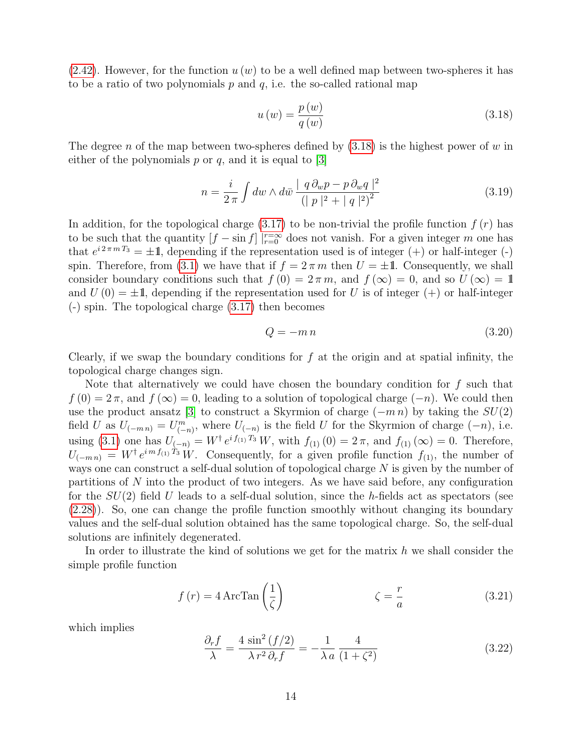(2.42). However, for the function $u(w)$ to be a well defined map between two-spheres it has to be a ratio of two polynomials $p$ and $q$, i.e. the so-called rational map

$$u(w) = \frac{p(w)}{q(w)} \tag{3.18}$$

The degree $n$ of the map between two-spheres defined by (3.18) is the highest power of $w$ in either of the polynomials $p$ or $q$, and it is equal to [3]

$$n = \frac{i}{2\pi} \int dw \wedge d\bar{w} \, \frac{|\, q\, \partial_w p - p\, \partial_w q \,|^2}{\left(|\, p\,|^2 + |\, q\,|^2\right)^2} \tag{3.19}$$

In addition, for the topological charge (3.17) to be non-trivial the profile function $f(r)$ has to be such that the quantity $[f - \sin f]\,|_{r=0}^{r=\infty}$ does not vanish. For a given integer $m$ one has that $e^{i\, 2\pi m T_3} = \pm \mathbb{1}$, depending if the representation used is of integer (+) or half-integer (-) spin. Therefore, from (3.1) we have that if $f = 2\pi m$ then $U = \pm\mathbb{1}$. Consequently, we shall consider boundary conditions such that $f(0) = 2\pi m$, and $f(\infty) = 0$, and so $U(\infty) = \mathbb{1}$ and $U(0) = \pm\mathbb{1}$, depending if the representation used for $U$ is of integer (+) or half-integer (-) spin. The topological charge (3.17) then becomes

$$Q = -m\, n \tag{3.20}$$

Clearly, if we swap the boundary conditions for $f$ at the origin and at spatial infinity, the topological charge changes sign.

Note that alternatively we could have chosen the boundary condition for $f$ such that $f(0) = 2\pi$, and $f(\infty) = 0$, leading to a solution of topological charge $(-n)$. We could then use the product ansatz [3] to construct a Skyrmion of charge $(-m\, n)$ by taking the $SU(2)$ field $U$ as $U_{(-m\,n)} = U^m_{(-n)}$, where $U_{(-n)}$ is the field $U$ for the Skyrmion of charge $(-n)$, i.e. using (3.1) one has $U_{(-n)} = W^\dagger\, e^{i\, f_{(1)}\, T_3}\, W$, with $f_{(1)}(0) = 2\pi$, and $f_{(1)}(\infty) = 0$. Therefore, $U_{(-m\,n)} = W^\dagger\, e^{i\, m\, f_{(1)}\, T_3}\, W$. Consequently, for a given profile function $f_{(1)}$, the number of ways one can construct a self-dual solution of topological charge $N$ is given by the number of partitions of $N$ into the product of two integers. As we have said before, any configuration for the $SU(2)$ field $U$ leads to a self-dual solution, since the $h$-fields act as spectators (see (2.28)). So, one can change the profile function smoothly without changing its boundary values and the self-dual solution obtained has the same topological charge. So, the self-dual solutions are infinitely degenerated.

In order to illustrate the kind of solutions we get for the matrix $h$ we shall consider the simple profile function

$$f(r) = 4\, \text{ArcTan}\left(\frac{1}{\zeta}\right) \qquad\qquad \zeta = \frac{r}{a} \tag{3.21}$$

which implies

$$\frac{\partial_r f}{\lambda} = \frac{4\, \sin^2(f/2)}{\lambda\, r^2\, \partial_r f} = -\frac{1}{\lambda\, a}\, \frac{4}{(1+\zeta^2)} \tag{3.22}$$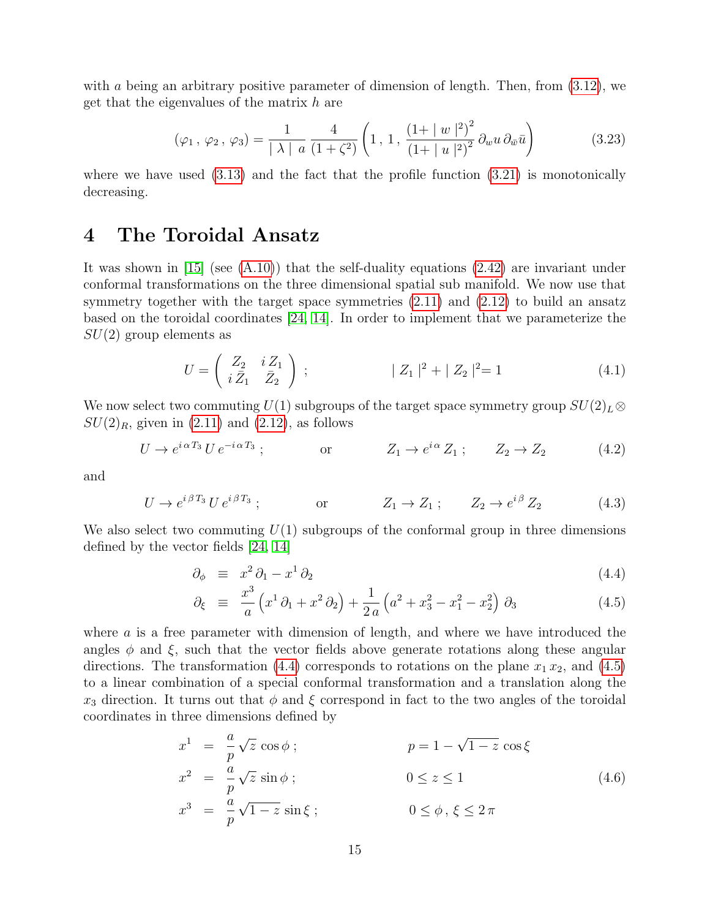with $a$ being an arbitrary positive parameter of dimension of length. Then, from (3.12), we get that the eigenvalues of the matrix $h$ are

$$(\varphi_1\,,\,\varphi_2\,,\,\varphi_3) = \frac{1}{\mid\lambda\mid\;a}\,\frac{4}{(1+\zeta^2)}\left(1\,,\,1\,,\,\frac{(1+\mid w\mid^2)^2}{(1+\mid u\mid^2)^2}\,\partial_w u\,\partial_{\bar{w}}\bar{u}\right) \tag{3.23}$$

where we have used (3.13) and the fact that the profile function (3.21) is monotonically decreasing.

# 4 The Toroidal Ansatz

It was shown in [15] (see (A.10)) that the self-duality equations (2.42) are invariant under conformal transformations on the three dimensional spatial sub manifold. We now use that symmetry together with the target space symmetries (2.11) and (2.12) to build an ansatz based on the toroidal coordinates [24, 14]. In order to implement that we parameterize the $SU(2)$ group elements as

$$U = \left(\begin{array}{cc} Z_2 & i\,Z_1 \\ i\,\bar{Z}_1 & \bar{Z}_2 \end{array}\right)\;; \qquad\qquad \mid Z_1\mid^2 + \mid Z_2\mid^2 = 1 \tag{4.1}$$

We now select two commuting $U(1)$ subgroups of the target space symmetry group $SU(2)_L \otimes SU(2)_R$, given in (2.11) and (2.12), as follows

$$U \rightarrow e^{i\,\alpha\,T_3}\,U\,e^{-i\,\alpha\,T_3}\;; \qquad \text{or} \qquad Z_1 \rightarrow e^{i\,\alpha}\,Z_1\;; \qquad Z_2 \rightarrow Z_2 \tag{4.2}$$

and

$$U \rightarrow e^{i\,\beta\,T_3}\,U\,e^{i\,\beta\,T_3}\;; \qquad \text{or} \qquad Z_1 \rightarrow Z_1\;; \qquad Z_2 \rightarrow e^{i\,\beta}\,Z_2 \tag{4.3}$$

We also select two commuting $U(1)$ subgroups of the conformal group in three dimensions defined by the vector fields [24, 14]

$$\partial_\phi \equiv x^2\,\partial_1 - x^1\,\partial_2 \tag{4.4}$$

$$\partial_\xi \equiv \frac{x^3}{a}\left(x^1\,\partial_1 + x^2\,\partial_2\right) + \frac{1}{2\,a}\left(a^2 + x_3^2 - x_1^2 - x_2^2\right)\,\partial_3 \tag{4.5}$$

where $a$ is a free parameter with dimension of length, and where we have introduced the angles $\phi$ and $\xi$, such that the vector fields above generate rotations along these angular directions. The transformation (4.4) corresponds to rotations on the plane $x_1\,x_2$, and (4.5) to a linear combination of a special conformal transformation and a translation along the $x_3$ direction. It turns out that $\phi$ and $\xi$ correspond in fact to the two angles of the toroidal coordinates in three dimensions defined by

$$\begin{aligned} x^1 &= \frac{a}{p}\,\sqrt{z}\,\cos\phi\,; &\qquad p = 1 - \sqrt{1-z}\,\cos\xi \\ x^2 &= \frac{a}{p}\,\sqrt{z}\,\sin\phi\,; &\qquad 0 \leq z \leq 1 \\ x^3 &= \frac{a}{p}\,\sqrt{1-z}\,\sin\xi\,; &\qquad 0 \leq \phi\,,\,\xi \leq 2\,\pi \end{aligned} \tag{4.6}$$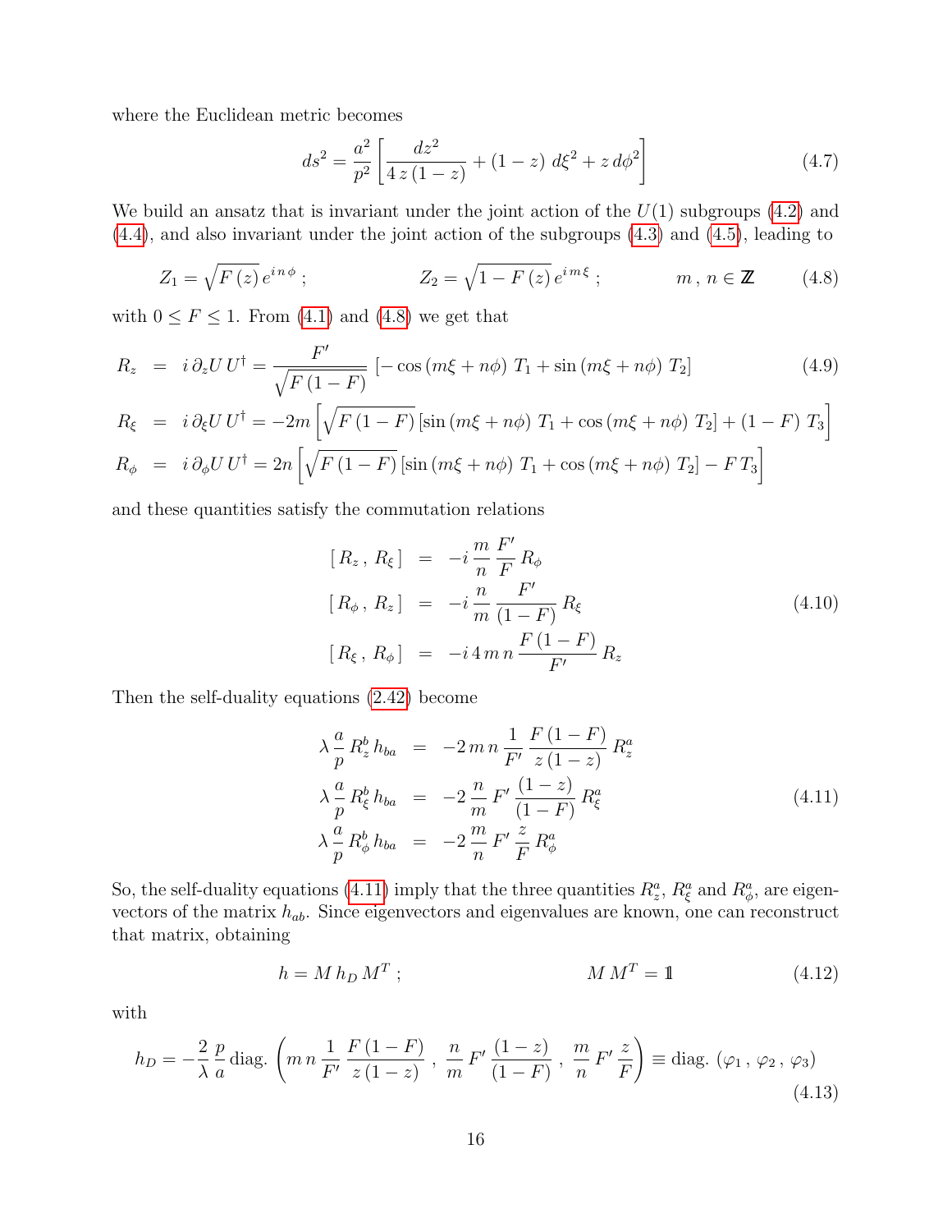where the Euclidean metric becomes

$$ds^2 = \frac{a^2}{p^2}\left[\frac{dz^2}{4\,z\,(1-z)} + (1-z)\;d\xi^2 + z\,d\phi^2\right] \tag{4.7}$$

We build an ansatz that is invariant under the joint action of the $U(1)$ subgroups (4.2) and (4.4), and also invariant under the joint action of the subgroups (4.3) and (4.5), leading to

$$Z_1 = \sqrt{F\,(z)}\,e^{i\,n\,\phi}\;; \qquad\qquad Z_2 = \sqrt{1-F\,(z)}\,e^{i\,m\,\xi}\;; \qquad\qquad m\,,\,n \in \mathbb{Z} \tag{4.8}$$

with $0 \leq F \leq 1$. From (4.1) and (4.8) we get that

$$\begin{aligned}
R_z &= i\,\partial_z U\,U^\dagger = \frac{F'}{\sqrt{F\,(1-F)}}\left[-\cos\left(m\xi + n\phi\right)\,T_1 + \sin\left(m\xi+n\phi\right)\,T_2\right] \\
R_\xi &= i\,\partial_\xi U\,U^\dagger = -2m\left[\sqrt{F\,(1-F)}\left[\sin\left(m\xi+n\phi\right)\,T_1 + \cos\left(m\xi+n\phi\right)\,T_2\right] + (1-F)\,T_3\right] \\
R_\phi &= i\,\partial_\phi U\,U^\dagger = 2n\left[\sqrt{F\,(1-F)}\left[\sin\left(m\xi+n\phi\right)\,T_1 + \cos\left(m\xi+n\phi\right)\,T_2\right] - F\,T_3\right]
\end{aligned} \tag{4.9}$$

and these quantities satisfy the commutation relations

$$\begin{aligned}
\left[\,R_z\,,\,R_\xi\,\right] &= -i\,\frac{m}{n}\,\frac{F'}{F}\,R_\phi \\
\left[\,R_\phi\,,\,R_z\,\right] &= -i\,\frac{n}{m}\,\frac{F'}{(1-F)}\,R_\xi \\
\left[\,R_\xi\,,\,R_\phi\,\right] &= -i\,4\,m\,n\,\frac{F\,(1-F)}{F'}\,R_z
\end{aligned} \tag{4.10}$$

Then the self-duality equations (2.42) become

$$\begin{aligned}
\lambda\,\frac{a}{p}\,R_z^b\,h_{ba} &= -2\,m\,n\,\frac{1}{F'}\,\frac{F\,(1-F)}{z\,(1-z)}\,R_z^a \\
\lambda\,\frac{a}{p}\,R_\xi^b\,h_{ba} &= -2\,\frac{n}{m}\,F'\,\frac{(1-z)}{(1-F)}\,R_\xi^a \\
\lambda\,\frac{a}{p}\,R_\phi^b\,h_{ba} &= -2\,\frac{m}{n}\,F'\,\frac{z}{F}\,R_\phi^a
\end{aligned} \tag{4.11}$$

So, the self-duality equations (4.11) imply that the three quantities $R_z^a$, $R_\xi^a$ and $R_\phi^a$, are eigenvectors of the matrix $h_{ab}$. Since eigenvectors and eigenvalues are known, one can reconstruct that matrix, obtaining

$$h = M\,h_D\,M^T\;; \qquad\qquad\qquad M\,M^T = \mathbb{1} \tag{4.12}$$

with

$$h_D = -\frac{2}{\lambda}\,\frac{p}{a}\,\text{diag.}\left(m\,n\,\frac{1}{F'}\,\frac{F\,(1-F)}{z\,(1-z)}\;,\;\frac{n}{m}\,F'\,\frac{(1-z)}{(1-F)}\;,\;\frac{m}{n}\,F'\,\frac{z}{F}\right) \equiv \text{diag.}\left(\varphi_1\,,\,\varphi_2\,,\,\varphi_3\right) \tag{4.13}$$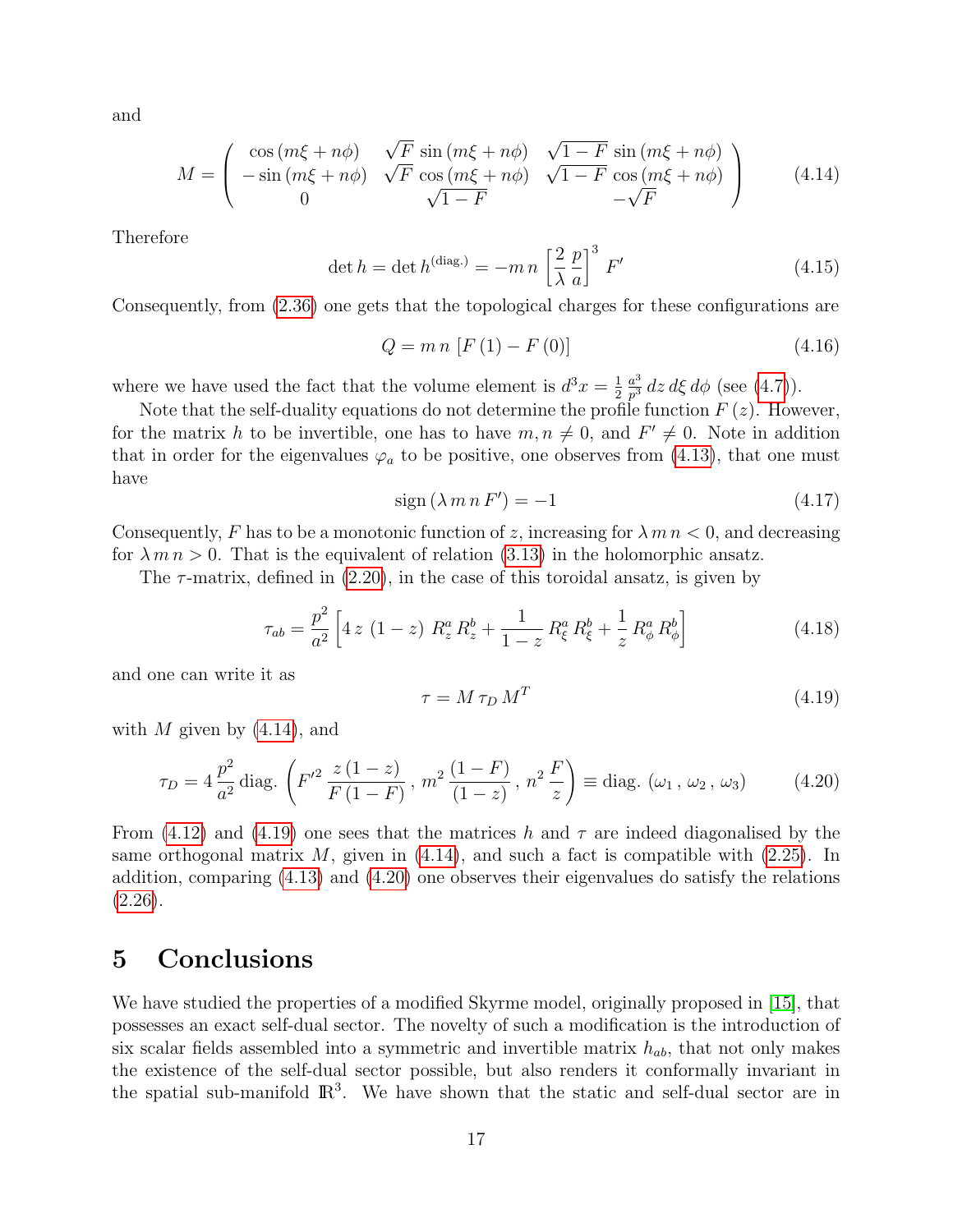and

$$M = \begin{pmatrix} \cos(m\xi + n\phi) & \sqrt{F}\,\sin(m\xi + n\phi) & \sqrt{1-F}\,\sin(m\xi + n\phi) \\ -\sin(m\xi + n\phi) & \sqrt{F}\,\cos(m\xi + n\phi) & \sqrt{1-F}\,\cos(m\xi + n\phi) \\ 0 & \sqrt{1-F} & -\sqrt{F} \end{pmatrix} \tag{4.14}$$

Therefore

$$\det h = \det h^{(\text{diag.})} = -m\, n\, \left[\frac{2}{\lambda}\,\frac{p}{a}\right]^3\, F' \tag{4.15}$$

Consequently, from (2.36) one gets that the topological charges for these configurations are

$$Q = m\, n\, \left[F\,(1) - F\,(0)\right] \tag{4.16}$$

where we have used the fact that the volume element is $d^3x = \frac{1}{2}\,\frac{a^3}{p^3}\,dz\,d\xi\,d\phi$ (see (4.7)).

Note that the self-duality equations do not determine the profile function $F\,(z)$. However, for the matrix $h$ to be invertible, one has to have $m, n \neq 0$, and $F' \neq 0$. Note in addition that in order for the eigenvalues $\varphi_a$ to be positive, one observes from (4.13), that one must have

$$\text{sign}\,(\lambda\, m\, n\, F') = -1 \tag{4.17}$$

Consequently, $F$ has to be a monotonic function of $z$, increasing for $\lambda\, m\, n < 0$, and decreasing for $\lambda\, m\, n > 0$. That is the equivalent of relation (3.13) in the holomorphic ansatz.

The $\tau$-matrix, defined in (2.20), in the case of this toroidal ansatz, is given by

$$\tau_{ab} = \frac{p^2}{a^2}\left[4\,z\,(1-z)\;R^a_z\,R^b_z + \frac{1}{1-z}\,R^a_\xi\,R^b_\xi + \frac{1}{z}\,R^a_\phi\,R^b_\phi\right] \tag{4.18}$$

and one can write it as

$$\tau = M\,\tau_D\,M^T \tag{4.19}$$

with $M$ given by (4.14), and

$$\tau_D = 4\,\frac{p^2}{a^2}\,\text{diag.}\left(F'^2\,\frac{z\,(1-z)}{F\,(1-F)}\,,\; m^2\,\frac{(1-F)}{(1-z)}\,,\; n^2\,\frac{F}{z}\right) \equiv \text{diag.}\,(\omega_1\,,\,\omega_2\,,\,\omega_3) \tag{4.20}$$

From (4.12) and (4.19) one sees that the matrices $h$ and $\tau$ are indeed diagonalised by the same orthogonal matrix $M$, given in (4.14), and such a fact is compatible with (2.25). In addition, comparing (4.13) and (4.20) one observes their eigenvalues do satisfy the relations (2.26).

# 5 Conclusions

We have studied the properties of a modified Skyrme model, originally proposed in [15], that possesses an exact self-dual sector. The novelty of such a modification is the introduction of six scalar fields assembled into a symmetric and invertible matrix $h_{ab}$, that not only makes the existence of the self-dual sector possible, but also renders it conformally invariant in the spatial sub-manifold $\mathbb{R}^3$. We have shown that the static and self-dual sector are in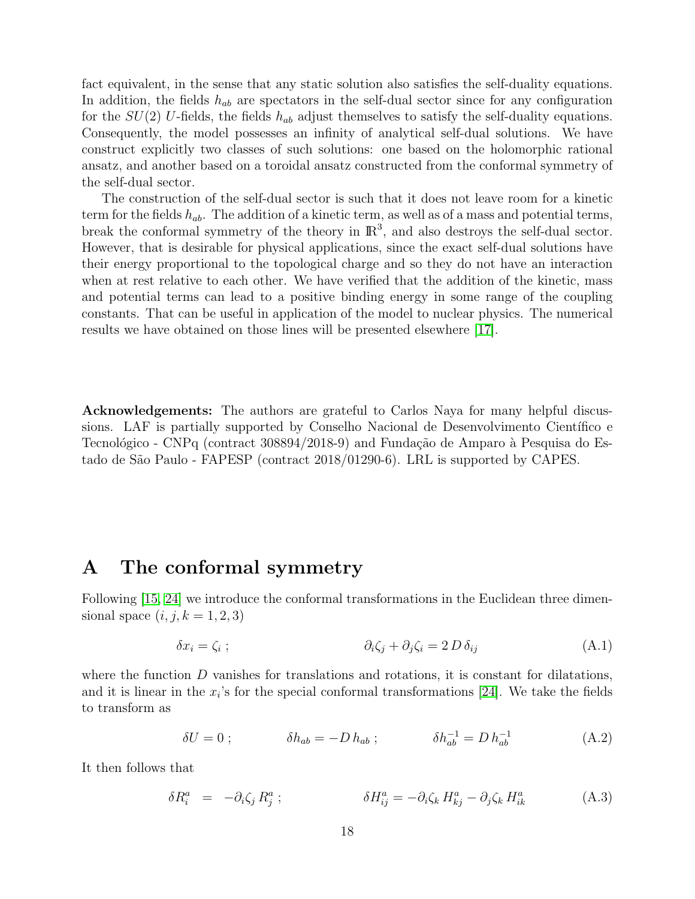fact equivalent, in the sense that any static solution also satisfies the self-duality equations. In addition, the fields $h_{ab}$ are spectators in the self-dual sector since for any configuration for the $SU(2)$ $U$-fields, the fields $h_{ab}$ adjust themselves to satisfy the self-duality equations. Consequently, the model possesses an infinity of analytical self-dual solutions. We have construct explicitly two classes of such solutions: one based on the holomorphic rational ansatz, and another based on a toroidal ansatz constructed from the conformal symmetry of the self-dual sector.

The construction of the self-dual sector is such that it does not leave room for a kinetic term for the fields $h_{ab}$. The addition of a kinetic term, as well as of a mass and potential terms, break the conformal symmetry of the theory in $\mathbb{R}^3$, and also destroys the self-dual sector. However, that is desirable for physical applications, since the exact self-dual solutions have their energy proportional to the topological charge and so they do not have an interaction when at rest relative to each other. We have verified that the addition of the kinetic, mass and potential terms can lead to a positive binding energy in some range of the coupling constants. That can be useful in application of the model to nuclear physics. The numerical results we have obtained on those lines will be presented elsewhere [17].

**Acknowledgements:** The authors are grateful to Carlos Naya for many helpful discussions. LAF is partially supported by Conselho Nacional de Desenvolvimento Científico e Tecnológico - CNPq (contract 308894/2018-9) and Fundação de Amparo à Pesquisa do Estado de São Paulo - FAPESP (contract 2018/01290-6). LRL is supported by CAPES.

# A The conformal symmetry

Following [15, 24] we introduce the conformal transformations in the Euclidean three dimensional space $(i, j, k = 1, 2, 3)$

$$\delta x_i = \zeta_i \; ; \qquad\qquad \partial_i \zeta_j + \partial_j \zeta_i = 2\, D\, \delta_{ij} \tag{A.1}$$

where the function $D$ vanishes for translations and rotations, it is constant for dilatations, and it is linear in the $x_i$'s for the special conformal transformations [24]. We take the fields to transform as

$$\delta U = 0 \; ; \qquad\qquad \delta h_{ab} = -D\, h_{ab} \; ; \qquad\qquad \delta h^{-1}_{ab} = D\, h^{-1}_{ab} \tag{A.2}$$

It then follows that

$$\delta R^a_i \;=\; -\partial_i \zeta_j \, R^a_j \; ; \qquad\qquad \delta H^a_{ij} = -\partial_i \zeta_k \, H^a_{kj} - \partial_j \zeta_k \, H^a_{ik} \tag{A.3}$$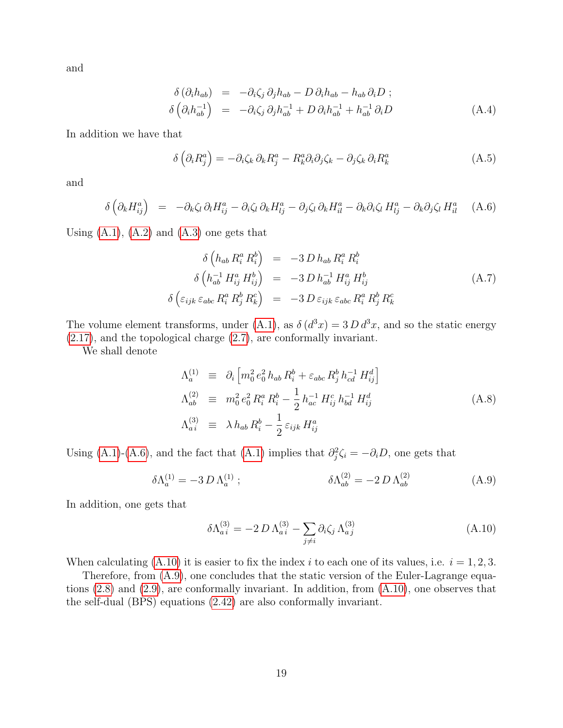and

$$
\begin{aligned}
\delta\left(\partial_i h_{ab}\right) &= -\partial_i \zeta_j\, \partial_j h_{ab} - D\, \partial_i h_{ab} - h_{ab}\, \partial_i D\,; \\
\delta\left(\partial_i h^{-1}_{ab}\right) &= -\partial_i \zeta_j\, \partial_j h^{-1}_{ab} + D\, \partial_i h^{-1}_{ab} + h^{-1}_{ab}\, \partial_i D
\end{aligned}
\tag{A.4}
$$

In addition we have that

$$
\delta\left(\partial_i R^a_j\right) = -\partial_i \zeta_k\, \partial_k R^a_j - R^a_k \partial_i \partial_j \zeta_k - \partial_j \zeta_k\, \partial_i R^a_k
\tag{A.5}
$$

and

$$
\delta\left(\partial_k H^a_{ij}\right) = -\partial_k \zeta_l\, \partial_l H^a_{ij} - \partial_i \zeta_l\, \partial_k H^a_{lj} - \partial_j \zeta_l\, \partial_k H^a_{il} - \partial_k \partial_i \zeta_l\, H^a_{lj} - \partial_k \partial_j \zeta_l\, H^a_{il}
\tag{A.6}
$$

Using (A.1), (A.2) and (A.3) one gets that

$$
\begin{aligned}
\delta\left(h_{ab}\, R^a_i\, R^b_i\right) &= -3\, D\, h_{ab}\, R^a_i\, R^b_i \\
\delta\left(h^{-1}_{ab}\, H^a_{ij}\, H^b_{ij}\right) &= -3\, D\, h^{-1}_{ab}\, H^a_{ij}\, H^b_{ij} \\
\delta\left(\varepsilon_{ijk}\, \varepsilon_{abc}\, R^a_i\, R^b_j\, R^c_k\right) &= -3\, D\, \varepsilon_{ijk}\, \varepsilon_{abc}\, R^a_i\, R^b_j\, R^c_k
\end{aligned}
\tag{A.7}
$$

The volume element transforms, under (A.1), as $\delta\left(d^3x\right) = 3\, D\, d^3x$, and so the static energy (2.17), and the topological charge (2.7), are conformally invariant.

We shall denote

$$
\begin{aligned}
\Lambda^{(1)}_a &\equiv \partial_i \left[m_0^2\, e_0^2\, h_{ab}\, R^b_i + \varepsilon_{abc}\, R^b_j\, h^{-1}_{cd}\, H^d_{ij}\right] \\
\Lambda^{(2)}_{ab} &\equiv m_0^2\, e_0^2\, R^a_i\, R^b_i - \frac{1}{2}\, h^{-1}_{ac}\, H^c_{ij}\, h^{-1}_{bd}\, H^d_{ij} \\
\Lambda^{(3)}_{a\,i} &\equiv \lambda\, h_{ab}\, R^b_i - \frac{1}{2}\, \varepsilon_{ijk}\, H^a_{ij}
\end{aligned}
\tag{A.8}
$$

Using (A.1)-(A.6), and the fact that (A.1) implies that $\partial_j^2 \zeta_i = -\partial_i D$, one gets that

$$
\delta \Lambda^{(1)}_a = -3\, D\, \Lambda^{(1)}_a\,; \qquad\qquad \delta \Lambda^{(2)}_{ab} = -2\, D\, \Lambda^{(2)}_{ab}
\tag{A.9}
$$

In addition, one gets that

$$
\delta \Lambda^{(3)}_{a\,i} = -2\, D\, \Lambda^{(3)}_{a\,i} - \sum_{j \neq i} \partial_i \zeta_j\, \Lambda^{(3)}_{a\,j}
\tag{A.10}
$$

When calculating (A.10) it is easier to fix the index $i$ to each one of its values, i.e. $i = 1, 2, 3$.

Therefore, from (A.9), one concludes that the static version of the Euler-Lagrange equations (2.8) and (2.9), are conformally invariant. In addition, from (A.10), one observes that the self-dual (BPS) equations (2.42) are also conformally invariant.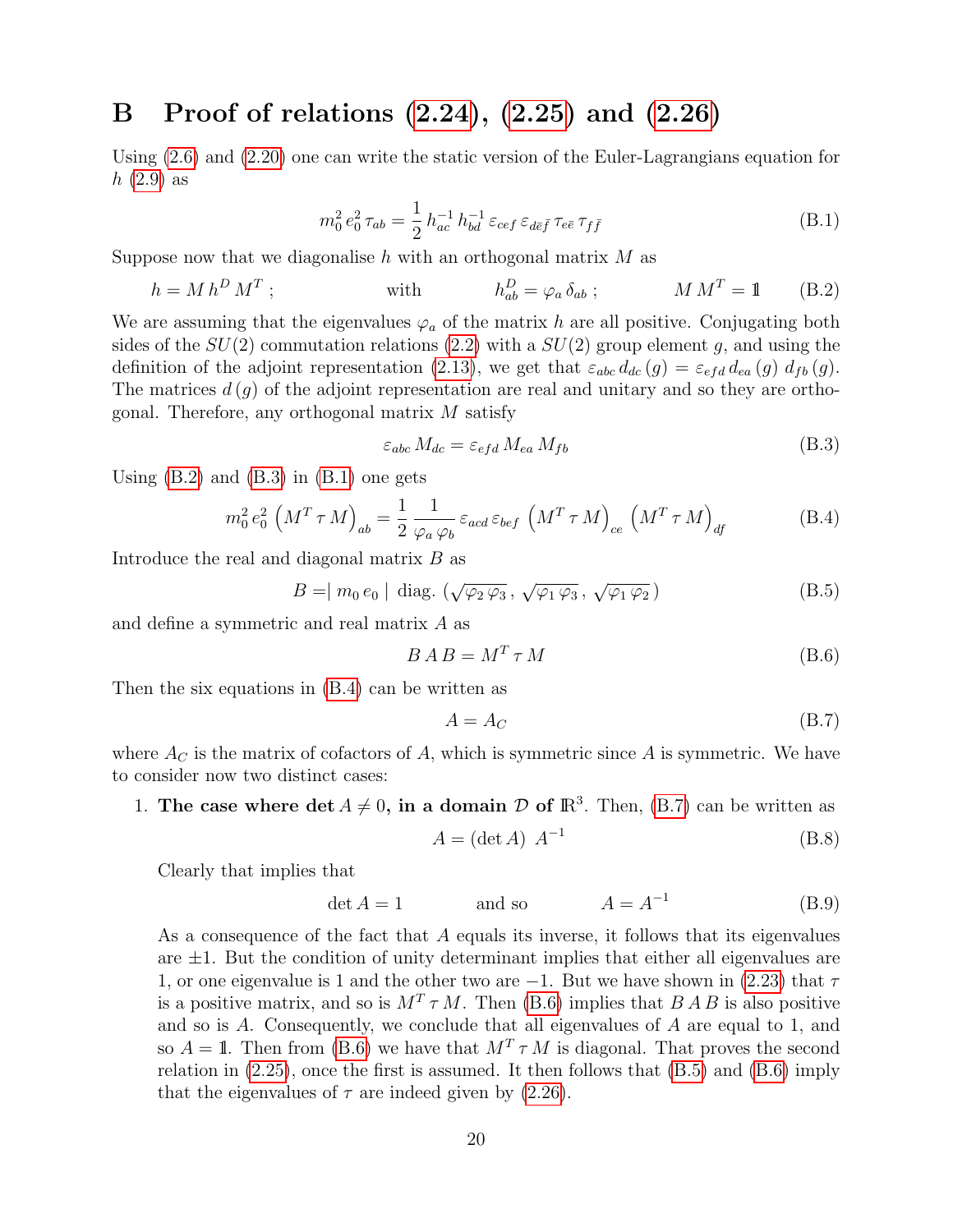# B Proof of relations (2.24), (2.25) and (2.26)

Using (2.6) and (2.20) one can write the static version of the Euler-Lagrangians equation for $h$ (2.9) as

$$m_0^2\, e_0^2\, \tau_{ab} = \frac{1}{2}\, h^{-1}_{ac}\, h^{-1}_{bd}\, \varepsilon_{cef}\, \varepsilon_{d\bar{e}\bar{f}}\, \tau_{e\bar{e}}\, \tau_{f\bar{f}} \tag{B.1}$$

Suppose now that we diagonalise $h$ with an orthogonal matrix $M$ as

$$h = M\, h^D\, M^T \; ; \qquad\qquad \text{with} \qquad\qquad h^D_{ab} = \varphi_a\, \delta_{ab} \; ; \qquad\qquad M\, M^T = \mathbb{1} \tag{B.2}$$

We are assuming that the eigenvalues $\varphi_a$ of the matrix $h$ are all positive. Conjugating both sides of the $SU(2)$ commutation relations (2.2) with a $SU(2)$ group element $g$, and using the definition of the adjoint representation (2.13), we get that $\varepsilon_{abc}\, d_{dc}\,(g) = \varepsilon_{efd}\, d_{ea}\,(g)\; d_{fb}\,(g)$. The matrices $d\,(g)$ of the adjoint representation are real and unitary and so they are orthogonal. Therefore, any orthogonal matrix $M$ satisfy

$$\varepsilon_{abc}\, M_{dc} = \varepsilon_{efd}\, M_{ea}\, M_{fb} \tag{B.3}$$

Using (B.2) and (B.3) in (B.1) one gets

$$m_0^2\, e_0^2\, \left(M^T\, \tau\, M\right)_{ab} = \frac{1}{2}\, \frac{1}{\varphi_a\, \varphi_b}\, \varepsilon_{acd}\, \varepsilon_{bef}\, \left(M^T\, \tau\, M\right)_{ce}\, \left(M^T\, \tau\, M\right)_{df} \tag{B.4}$$

Introduce the real and diagonal matrix $B$ as

$$B = \mid m_0\, e_0 \mid \; \text{diag.}\, \left(\sqrt{\varphi_2\, \varphi_3}\,,\, \sqrt{\varphi_1\, \varphi_3}\,,\, \sqrt{\varphi_1\, \varphi_2}\,\right) \tag{B.5}$$

and define a symmetric and real matrix $A$ as

$$B\, A\, B = M^T\, \tau\, M \tag{B.6}$$

Then the six equations in (B.4) can be written as

$$A = A_C \tag{B.7}$$

where $A_C$ is the matrix of cofactors of $A$, which is symmetric since $A$ is symmetric. We have to consider now two distinct cases:

1. **The case where $\det A \neq 0$, in a domain $\mathcal{D}$ of $\mathbb{R}^3$.** Then, (B.7) can be written as

   $$A = \left(\det A\right)\; A^{-1} \tag{B.8}$$

   Clearly that implies that

   $$\det A = 1 \qquad\qquad \text{and so} \qquad\qquad A = A^{-1} \tag{B.9}$$

   As a consequence of the fact that $A$ equals its inverse, it follows that its eigenvalues are $\pm 1$. But the condition of unity determinant implies that either all eigenvalues are 1, or one eigenvalue is 1 and the other two are $-1$. But we have shown in (2.23) that $\tau$ is a positive matrix, and so is $M^T\, \tau\, M$. Then (B.6) implies that $B\, A\, B$ is also positive and so is $A$. Consequently, we conclude that all eigenvalues of $A$ are equal to 1, and so $A = \mathbb{1}$. Then from (B.6) we have that $M^T\, \tau\, M$ is diagonal. That proves the second relation in (2.25), once the first is assumed. It then follows that (B.5) and (B.6) imply that the eigenvalues of $\tau$ are indeed given by (2.26).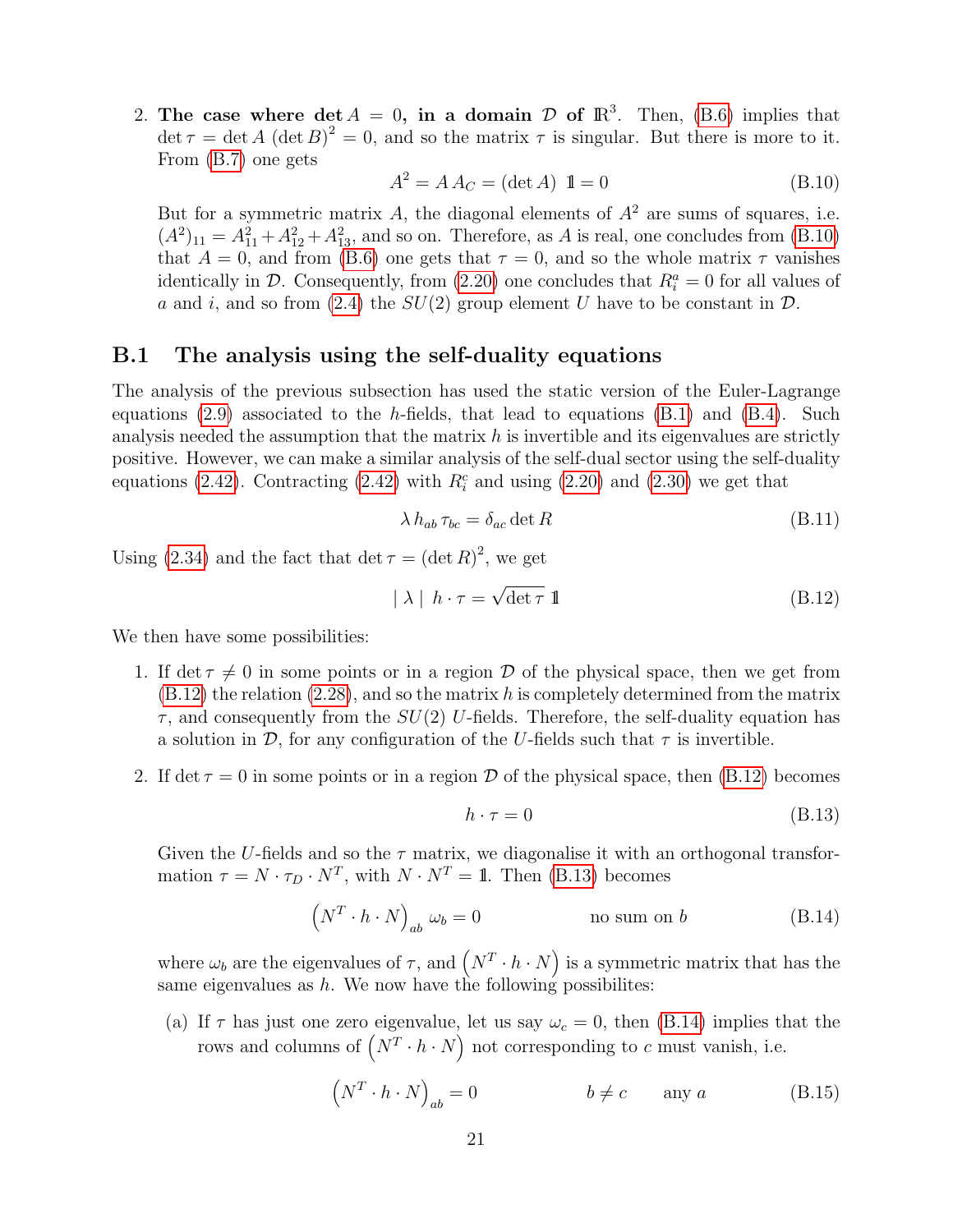2. **The case where $\det A = 0$, in a domain $\mathcal{D}$ of $\mathbb{R}^3$.** Then, (B.6) implies that $\det \tau = \det A \, (\det B)^2 = 0$, and so the matrix $\tau$ is singular. But there is more to it. From (B.7) one gets

$$A^2 = A\, A_C = (\det A) \; \mathbb{1} = 0 \tag{B.10}$$

But for a symmetric matrix $A$, the diagonal elements of $A^2$ are sums of squares, i.e. $(A^2)_{11} = A_{11}^2 + A_{12}^2 + A_{13}^2$, and so on. Therefore, as $A$ is real, one concludes from (B.10) that $A = 0$, and from (B.6) one gets that $\tau = 0$, and so the whole matrix $\tau$ vanishes identically in $\mathcal{D}$. Consequently, from (2.20) one concludes that $R_i^a = 0$ for all values of $a$ and $i$, and so from (2.4) the $SU(2)$ group element $U$ have to be constant in $\mathcal{D}$.

## B.1 The analysis using the self-duality equations

The analysis of the previous subsection has used the static version of the Euler-Lagrange equations (2.9) associated to the $h$-fields, that lead to equations (B.1) and (B.4). Such analysis needed the assumption that the matrix $h$ is invertible and its eigenvalues are strictly positive. However, we can make a similar analysis of the self-dual sector using the self-duality equations (2.42). Contracting (2.42) with $R_i^c$ and using (2.20) and (2.30) we get that

$$\lambda \, h_{ab} \, \tau_{bc} = \delta_{ac} \det R \tag{B.11}$$

Using (2.34) and the fact that $\det \tau = (\det R)^2$, we get

$$\mid \lambda \mid \; h \cdot \tau = \sqrt{\det \tau} \; \mathbb{1} \tag{B.12}$$

We then have some possibilities:

1. If $\det \tau \neq 0$ in some points or in a region $\mathcal{D}$ of the physical space, then we get from (B.12) the relation (2.28), and so the matrix $h$ is completely determined from the matrix $\tau$, and consequently from the $SU(2)$ $U$-fields. Therefore, the self-duality equation has a solution in $\mathcal{D}$, for any configuration of the $U$-fields such that $\tau$ is invertible.

2. If $\det \tau = 0$ in some points or in a region $\mathcal{D}$ of the physical space, then (B.12) becomes

$$h \cdot \tau = 0 \tag{B.13}$$

Given the $U$-fields and so the $\tau$ matrix, we diagonalise it with an orthogonal transformation $\tau = N \cdot \tau_D \cdot N^T$, with $N \cdot N^T = \mathbb{1}$. Then (B.13) becomes

$$\left(N^T \cdot h \cdot N\right)_{ab} \, \omega_b = 0 \qquad\qquad \text{no sum on } b \tag{B.14}$$

where $\omega_b$ are the eigenvalues of $\tau$, and $\left(N^T \cdot h \cdot N\right)$ is a symmetric matrix that has the same eigenvalues as $h$. We now have the following possibilites:

   (a) If $\tau$ has just one zero eigenvalue, let us say $\omega_c = 0$, then (B.14) implies that the rows and columns of $\left(N^T \cdot h \cdot N\right)$ not corresponding to $c$ must vanish, i.e.

$$\left(N^T \cdot h \cdot N\right)_{ab} = 0 \qquad\qquad b \neq c \qquad \text{any } a \tag{B.15}$$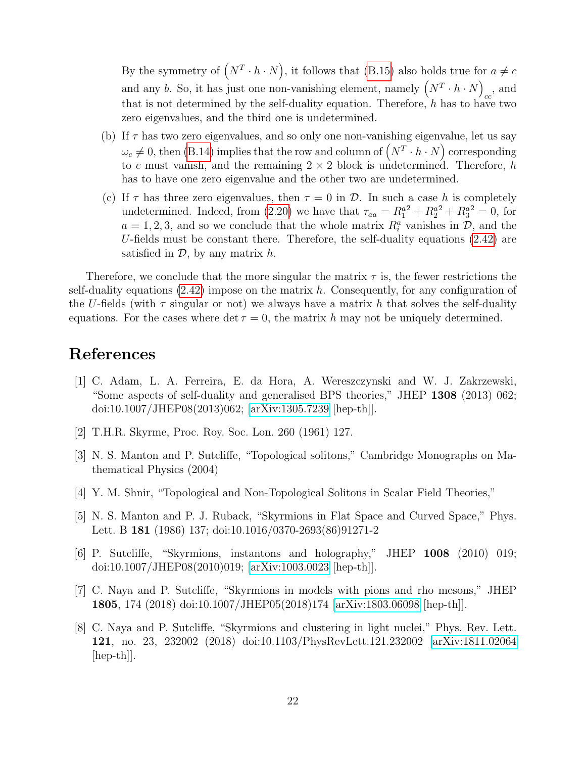By the symmetry of $\left(N^T \cdot h \cdot N\right)$, it follows that (B.15) also holds true for $a \neq c$ and any $b$. So, it has just one non-vanishing element, namely $\left(N^T \cdot h \cdot N\right)_{cc}$, and that is not determined by the self-duality equation. Therefore, $h$ has to have two zero eigenvalues, and the third one is undetermined.

(b) If $\tau$ has two zero eigenvalues, and so only one non-vanishing eigenvalue, let us say $\omega_c \neq 0$, then (B.14) implies that the row and column of $\left(N^T \cdot h \cdot N\right)$ corresponding to $c$ must vanish, and the remaining $2 \times 2$ block is undetermined. Therefore, $h$ has to have one zero eigenvalue and the other two are undetermined.

(c) If $\tau$ has three zero eigenvalues, then $\tau = 0$ in $\mathcal{D}$. In such a case $h$ is completely undetermined. Indeed, from (2.20) we have that $\tau_{aa} = R_1^{a\,2} + R_2^{a\,2} + R_3^{a\,2} = 0$, for $a = 1, 2, 3$, and so we conclude that the whole matrix $R_i^a$ vanishes in $\mathcal{D}$, and the $U$-fields must be constant there. Therefore, the self-duality equations (2.42) are satisfied in $\mathcal{D}$, by any matrix $h$.

Therefore, we conclude that the more singular the matrix $\tau$ is, the fewer restrictions the self-duality equations (2.42) impose on the matrix $h$. Consequently, for any configuration of the $U$-fields (with $\tau$ singular or not) we always have a matrix $h$ that solves the self-duality equations. For the cases where $\det \tau = 0$, the matrix $h$ may not be uniquely determined.

# References

[1] C. Adam, L. A. Ferreira, E. da Hora, A. Wereszczynski and W. J. Zakrzewski, "Some aspects of self-duality and generalised BPS theories," JHEP **1308** (2013) 062; doi:10.1007/JHEP08(2013)062; [arXiv:1305.7239 [hep-th]].

[2] T.H.R. Skyrme, Proc. Roy. Soc. Lon. 260 (1961) 127.

[3] N. S. Manton and P. Sutcliffe, "Topological solitons," Cambridge Monographs on Mathematical Physics (2004)

[4] Y. M. Shnir, "Topological and Non-Topological Solitons in Scalar Field Theories,"

[5] N. S. Manton and P. J. Ruback, "Skyrmions in Flat Space and Curved Space," Phys. Lett. B **181** (1986) 137; doi:10.1016/0370-2693(86)91271-2

[6] P. Sutcliffe, "Skyrmions, instantons and holography," JHEP **1008** (2010) 019; doi:10.1007/JHEP08(2010)019; [arXiv:1003.0023 [hep-th]].

[7] C. Naya and P. Sutcliffe, "Skyrmions in models with pions and rho mesons," JHEP **1805**, 174 (2018) doi:10.1007/JHEP05(2018)174 [arXiv:1803.06098 [hep-th]].

[8] C. Naya and P. Sutcliffe, "Skyrmions and clustering in light nuclei," Phys. Rev. Lett. **121**, no. 23, 232002 (2018) doi:10.1103/PhysRevLett.121.232002 [arXiv:1811.02064 [hep-th]].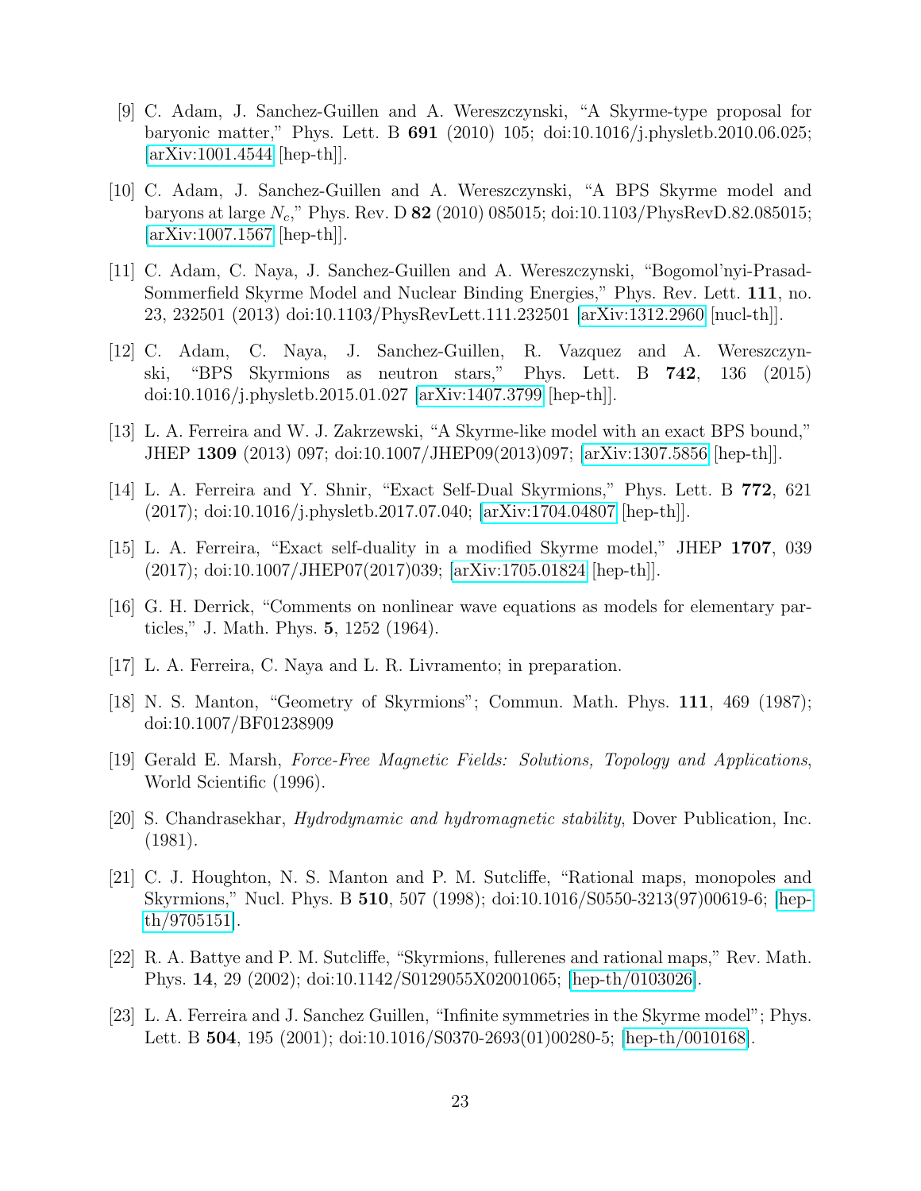[9] C. Adam, J. Sanchez-Guillen and A. Wereszczynski, “A Skyrme-type proposal for baryonic matter,” Phys. Lett. B **691** (2010) 105; doi:10.1016/j.physletb.2010.06.025; [arXiv:1001.4544 [hep-th]].

[10] C. Adam, J. Sanchez-Guillen and A. Wereszczynski, “A BPS Skyrme model and baryons at large $N_c$,” Phys. Rev. D **82** (2010) 085015; doi:10.1103/PhysRevD.82.085015; [arXiv:1007.1567 [hep-th]].

[11] C. Adam, C. Naya, J. Sanchez-Guillen and A. Wereszczynski, “Bogomol’nyi-Prasad-Sommerfield Skyrme Model and Nuclear Binding Energies,” Phys. Rev. Lett. **111**, no. 23, 232501 (2013) doi:10.1103/PhysRevLett.111.232501 [arXiv:1312.2960 [nucl-th]].

[12] C. Adam, C. Naya, J. Sanchez-Guillen, R. Vazquez and A. Wereszczynski, “BPS Skyrmions as neutron stars,” Phys. Lett. B **742**, 136 (2015) doi:10.1016/j.physletb.2015.01.027 [arXiv:1407.3799 [hep-th]].

[13] L. A. Ferreira and W. J. Zakrzewski, “A Skyrme-like model with an exact BPS bound,” JHEP **1309** (2013) 097; doi:10.1007/JHEP09(2013)097; [arXiv:1307.5856 [hep-th]].

[14] L. A. Ferreira and Y. Shnir, “Exact Self-Dual Skyrmions,” Phys. Lett. B **772**, 621 (2017); doi:10.1016/j.physletb.2017.07.040; [arXiv:1704.04807 [hep-th]].

[15] L. A. Ferreira, “Exact self-duality in a modified Skyrme model,” JHEP **1707**, 039 (2017); doi:10.1007/JHEP07(2017)039; [arXiv:1705.01824 [hep-th]].

[16] G. H. Derrick, “Comments on nonlinear wave equations as models for elementary particles,” J. Math. Phys. **5**, 1252 (1964).

[17] L. A. Ferreira, C. Naya and L. R. Livramento; in preparation.

[18] N. S. Manton, “Geometry of Skyrmions”; Commun. Math. Phys. **111**, 469 (1987); doi:10.1007/BF01238909

[19] Gerald E. Marsh, *Force-Free Magnetic Fields: Solutions, Topology and Applications*, World Scientific (1996).

[20] S. Chandrasekhar, *Hydrodynamic and hydromagnetic stability*, Dover Publication, Inc. (1981).

[21] C. J. Houghton, N. S. Manton and P. M. Sutcliffe, “Rational maps, monopoles and Skyrmions,” Nucl. Phys. B **510**, 507 (1998); doi:10.1016/S0550-3213(97)00619-6; [hep-th/9705151].

[22] R. A. Battye and P. M. Sutcliffe, “Skyrmions, fullerenes and rational maps,” Rev. Math. Phys. **14**, 29 (2002); doi:10.1142/S0129055X02001065; [hep-th/0103026].

[23] L. A. Ferreira and J. Sanchez Guillen, “Infinite symmetries in the Skyrme model”; Phys. Lett. B **504**, 195 (2001); doi:10.1016/S0370-2693(01)00280-5; [hep-th/0010168].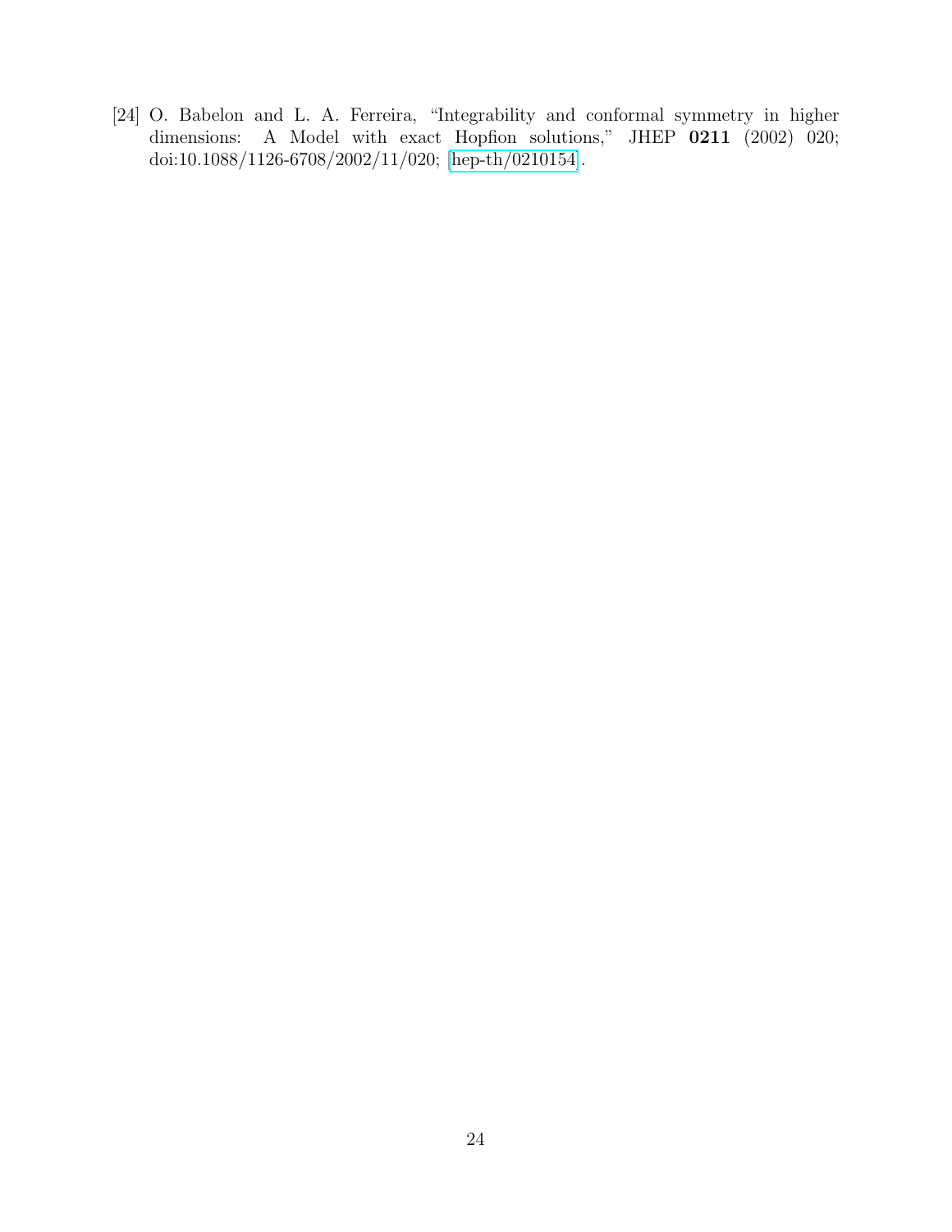[24] O. Babelon and L. A. Ferreira, "Integrability and conformal symmetry in higher dimensions: A Model with exact Hopfion solutions," JHEP **0211** (2002) 020; doi:10.1088/1126-6708/2002/11/020; [hep-th/0210154].